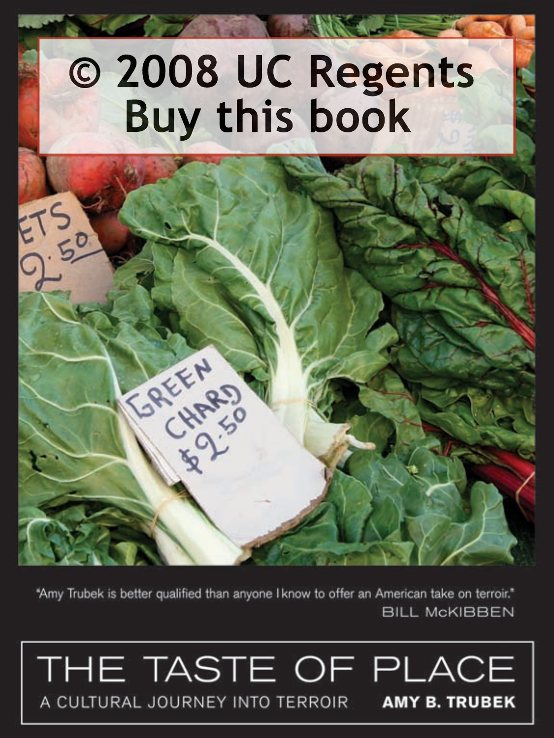© 2008 UC Regents
Buy this book

"Amy Trubek is better qualified than anyone I know to offer an American take on terroir."
BILL McKIBBEN

# THE TASTE OF PLACE

A CULTURAL JOURNEY INTO TERROIR

**AMY B. TRUBEK**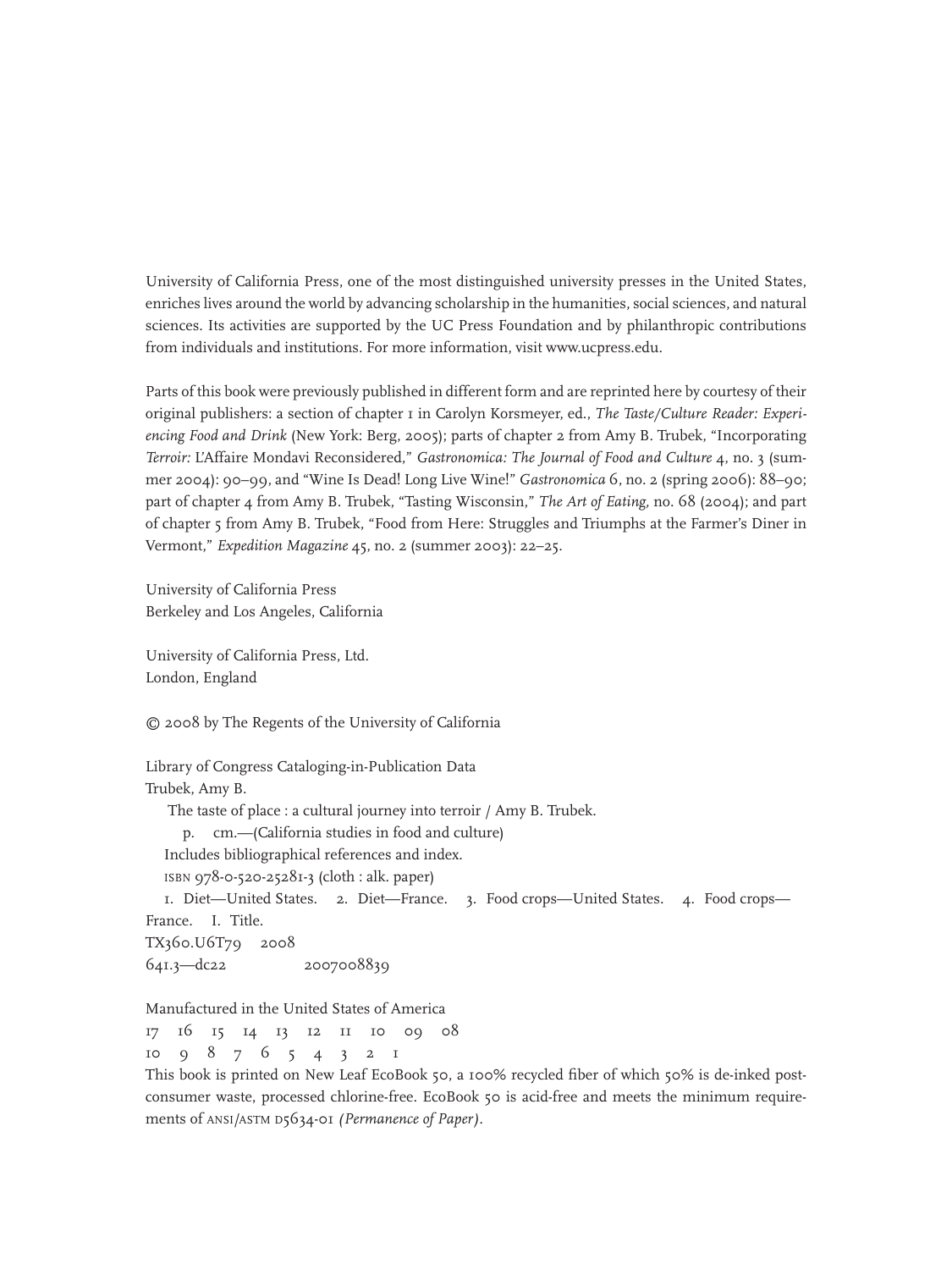University of California Press, one of the most distinguished university presses in the United States, enriches lives around the world by advancing scholarship in the humanities, social sciences, and natural sciences. Its activities are supported by the UC Press Foundation and by philanthropic contributions from individuals and institutions. For more information, visit www.ucpress.edu.

Parts of this book were previously published in different form and are reprinted here by courtesy of their original publishers: a section of chapter 1 in Carolyn Korsmeyer, ed., *The Taste/Culture Reader: Experiencing Food and Drink* (New York: Berg, 2005); parts of chapter 2 from Amy B. Trubek, "Incorporating *Terroir:* L'Affaire Mondavi Reconsidered," *Gastronomica: The Journal of Food and Culture* 4, no. 3 (summer 2004): 90–99, and "Wine Is Dead! Long Live Wine!" *Gastronomica* 6, no. 2 (spring 2006): 88–90; part of chapter 4 from Amy B. Trubek, "Tasting Wisconsin," *The Art of Eating,* no. 68 (2004); and part of chapter 5 from Amy B. Trubek, "Food from Here: Struggles and Triumphs at the Farmer's Diner in Vermont," *Expedition Magazine* 45, no. 2 (summer 2003): 22–25.

University of California Press
Berkeley and Los Angeles, California

University of California Press, Ltd.
London, England

© 2008 by The Regents of the University of California

Library of Congress Cataloging-in-Publication Data
Trubek, Amy B.
The taste of place : a cultural journey into terroir / Amy B. Trubek.
p. cm.—(California studies in food and culture)
Includes bibliographical references and index.
ISBN 978-0-520-25281-3 (cloth : alk. paper)
1. Diet—United States. 2. Diet—France. 3. Food crops—United States. 4. Food crops—France. I. Title.
TX360.U6T79 2008
641.3—dc22 2007008839

Manufactured in the United States of America
17 16 15 14 13 12 11 10 09 08
10 9 8 7 6 5 4 3 2 1
This book is printed on New Leaf EcoBook 50, a 100% recycled fiber of which 50% is de-inked post-consumer waste, processed chlorine-free. EcoBook 50 is acid-free and meets the minimum requirements of ANSI/ASTM D5634-01 *(Permanence of Paper)*.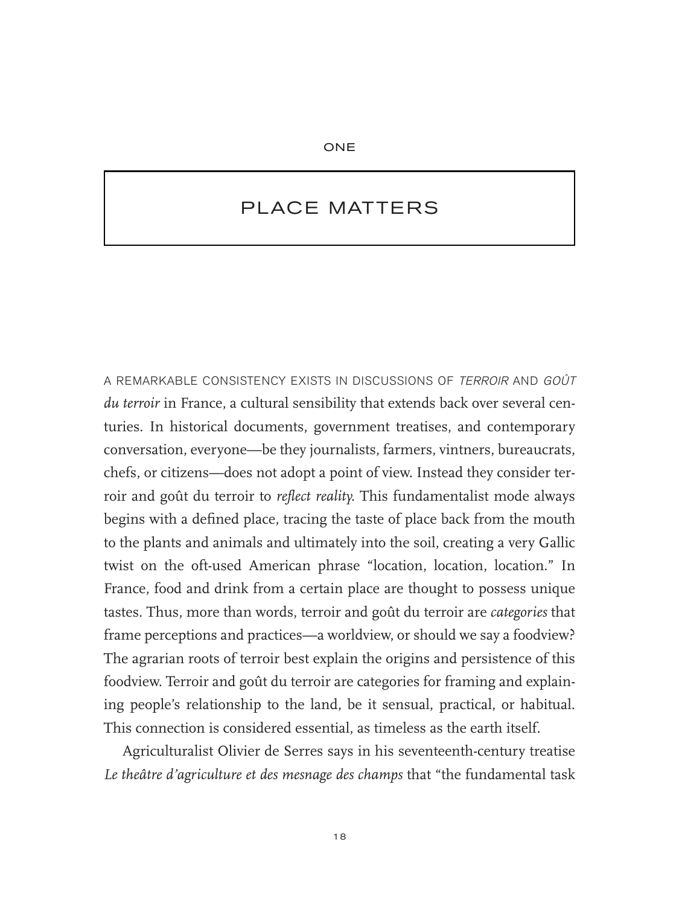ONE

# PLACE MATTERS

A REMARKABLE CONSISTENCY EXISTS IN DISCUSSIONS OF *TERROIR* AND *GOÛT du terroir* in France, a cultural sensibility that extends back over several centuries. In historical documents, government treatises, and contemporary conversation, everyone—be they journalists, farmers, vintners, bureaucrats, chefs, or citizens—does not adopt a point of view. Instead they consider terroir and goût du terroir to *reflect reality*. This fundamentalist mode always begins with a defined place, tracing the taste of place back from the mouth to the plants and animals and ultimately into the soil, creating a very Gallic twist on the oft-used American phrase "location, location, location." In France, food and drink from a certain place are thought to possess unique tastes. Thus, more than words, terroir and goût du terroir are *categories* that frame perceptions and practices—a worldview, or should we say a foodview? The agrarian roots of terroir best explain the origins and persistence of this foodview. Terroir and goût du terroir are categories for framing and explaining people's relationship to the land, be it sensual, practical, or habitual. This connection is considered essential, as timeless as the earth itself.

Agriculturalist Olivier de Serres says in his seventeenth-century treatise *Le theâtre d'agriculture et des mesnage des champs* that "the fundamental task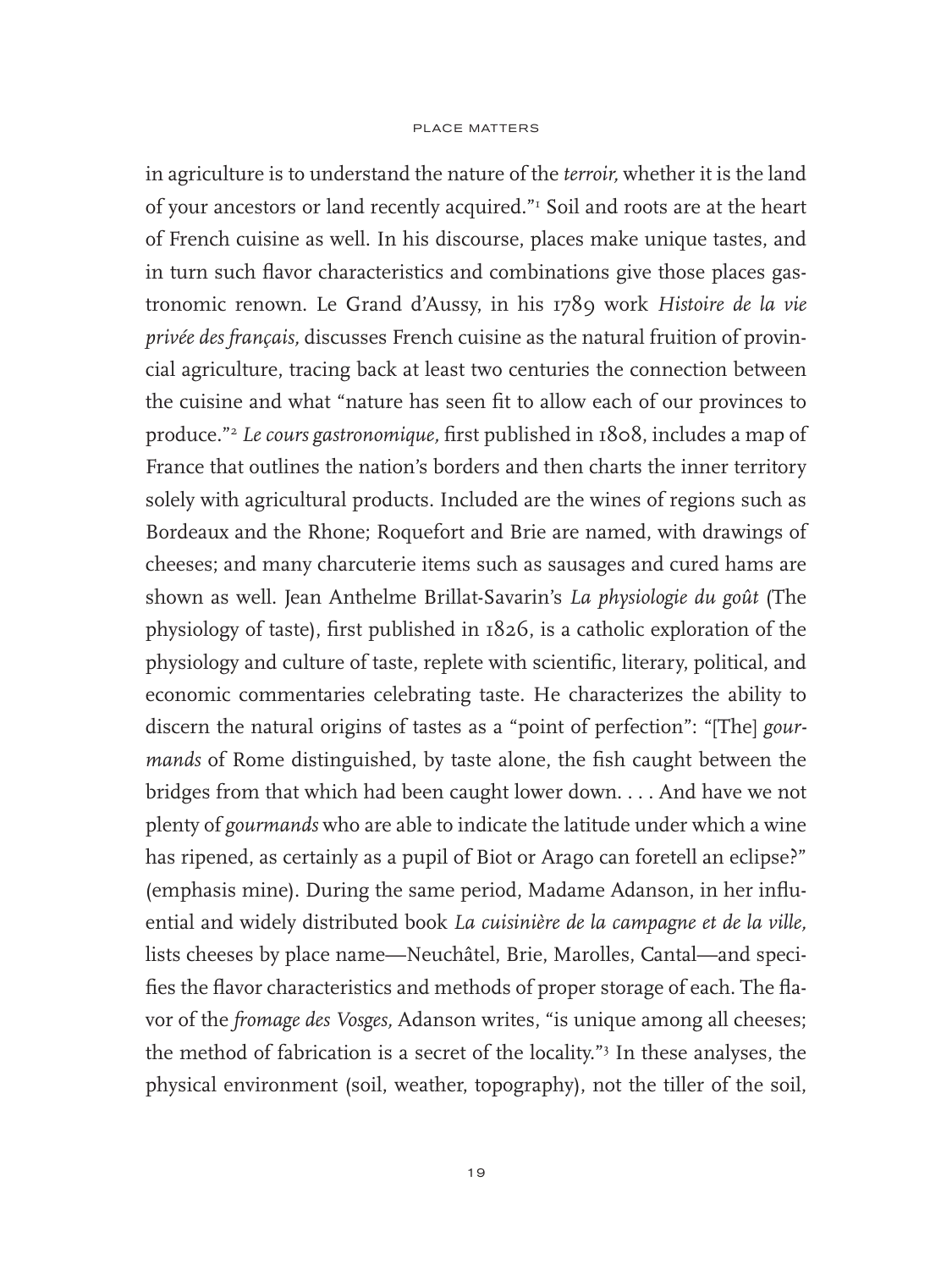in agriculture is to understand the nature of the *terroir,* whether it is the land of your ancestors or land recently acquired."[1] Soil and roots are at the heart of French cuisine as well. In his discourse, places make unique tastes, and in turn such flavor characteristics and combinations give those places gastronomic renown. Le Grand d'Aussy, in his 1789 work *Histoire de la vie privée des français,* discusses French cuisine as the natural fruition of provincial agriculture, tracing back at least two centuries the connection between the cuisine and what "nature has seen fit to allow each of our provinces to produce."[2] *Le cours gastronomique,* first published in 1808, includes a map of France that outlines the nation's borders and then charts the inner territory solely with agricultural products. Included are the wines of regions such as Bordeaux and the Rhone; Roquefort and Brie are named, with drawings of cheeses; and many charcuterie items such as sausages and cured hams are shown as well. Jean Anthelme Brillat-Savarin's *La physiologie du goût* (The physiology of taste), first published in 1826, is a catholic exploration of the physiology and culture of taste, replete with scientific, literary, political, and economic commentaries celebrating taste. He characterizes the ability to discern the natural origins of tastes as a "point of perfection": "[The] *gourmands* of Rome distinguished, by taste alone, the fish caught between the bridges from that which had been caught lower down. . . . And have we not plenty of *gourmands* who are able to indicate the latitude under which a wine has ripened, as certainly as a pupil of Biot or Arago can foretell an eclipse?" (emphasis mine). During the same period, Madame Adanson, in her influential and widely distributed book *La cuisinière de la campagne et de la ville,* lists cheeses by place name—Neuchâtel, Brie, Marolles, Cantal—and specifies the flavor characteristics and methods of proper storage of each. The flavor of the *fromage des Vosges,* Adanson writes, "is unique among all cheeses; the method of fabrication is a secret of the locality."[3] In these analyses, the physical environment (soil, weather, topography), not the tiller of the soil,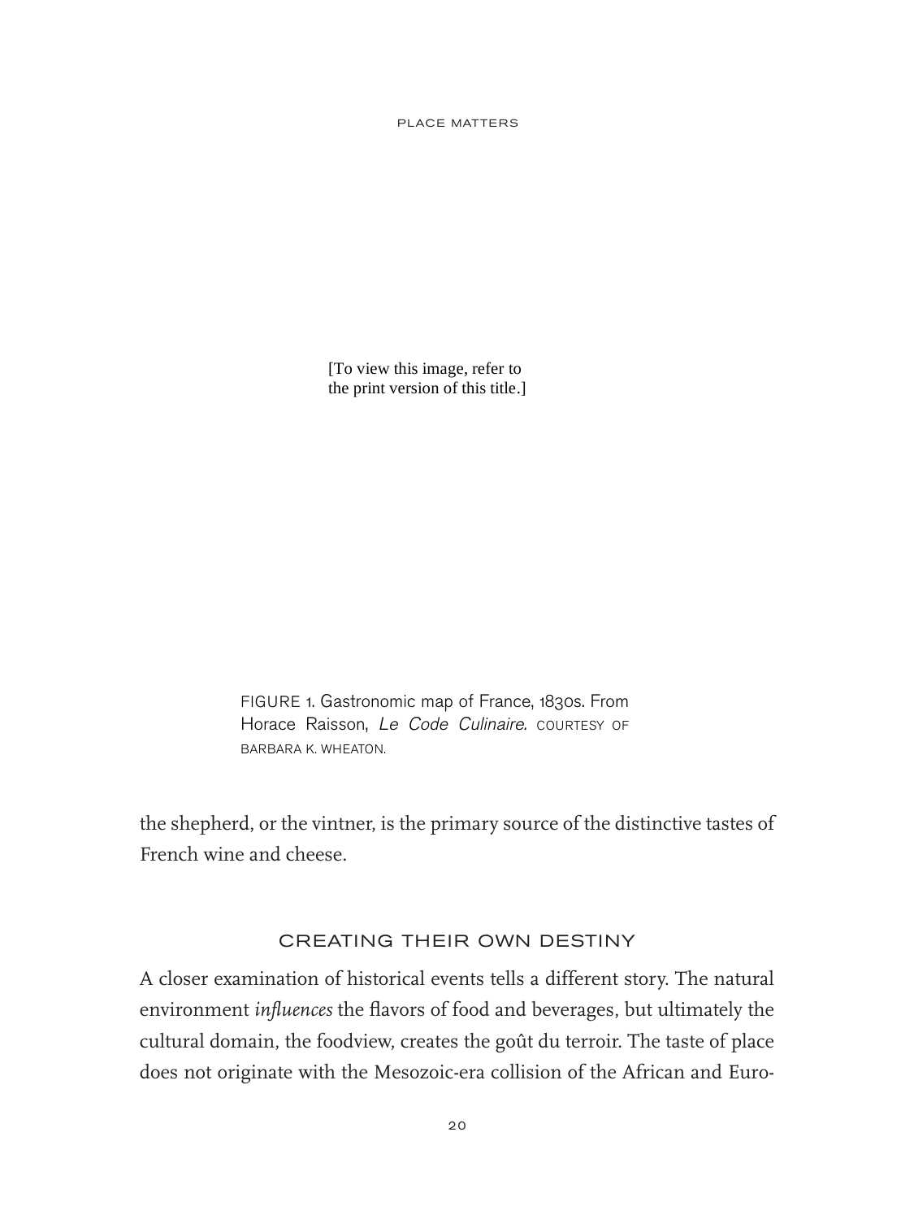[To view this image, refer to the print version of this title.]

FIGURE 1. Gastronomic map of France, 1830s. From Horace Raisson, *Le Code Culinaire.* COURTESY OF BARBARA K. WHEATON.

the shepherd, or the vintner, is the primary source of the distinctive tastes of French wine and cheese.

## CREATING THEIR OWN DESTINY

A closer examination of historical events tells a different story. The natural environment *influences* the flavors of food and beverages, but ultimately the cultural domain, the foodview, creates the goût du terroir. The taste of place does not originate with the Mesozoic-era collision of the African and Euro-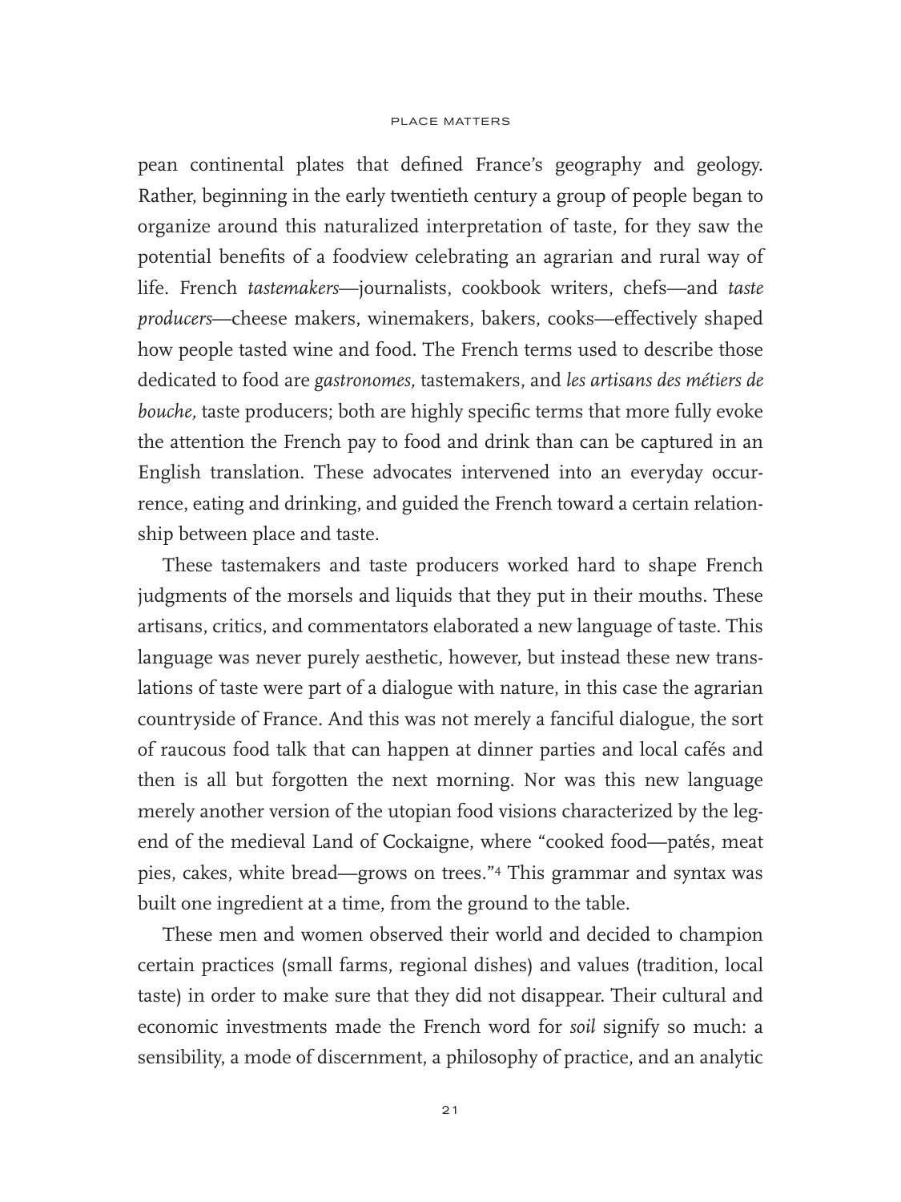pean continental plates that defined France's geography and geology. Rather, beginning in the early twentieth century a group of people began to organize around this naturalized interpretation of taste, for they saw the potential benefits of a foodview celebrating an agrarian and rural way of life. French *tastemakers*—journalists, cookbook writers, chefs—and *taste producers*—cheese makers, winemakers, bakers, cooks—effectively shaped how people tasted wine and food. The French terms used to describe those dedicated to food are *gastronomes,* tastemakers, and *les artisans des métiers de bouche,* taste producers; both are highly specific terms that more fully evoke the attention the French pay to food and drink than can be captured in an English translation. These advocates intervened into an everyday occurrence, eating and drinking, and guided the French toward a certain relationship between place and taste.

These tastemakers and taste producers worked hard to shape French judgments of the morsels and liquids that they put in their mouths. These artisans, critics, and commentators elaborated a new language of taste. This language was never purely aesthetic, however, but instead these new translations of taste were part of a dialogue with nature, in this case the agrarian countryside of France. And this was not merely a fanciful dialogue, the sort of raucous food talk that can happen at dinner parties and local cafés and then is all but forgotten the next morning. Nor was this new language merely another version of the utopian food visions characterized by the legend of the medieval Land of Cockaigne, where "cooked food—patés, meat pies, cakes, white bread—grows on trees."[4] This grammar and syntax was built one ingredient at a time, from the ground to the table.

These men and women observed their world and decided to champion certain practices (small farms, regional dishes) and values (tradition, local taste) in order to make sure that they did not disappear. Their cultural and economic investments made the French word for *soil* signify so much: a sensibility, a mode of discernment, a philosophy of practice, and an analytic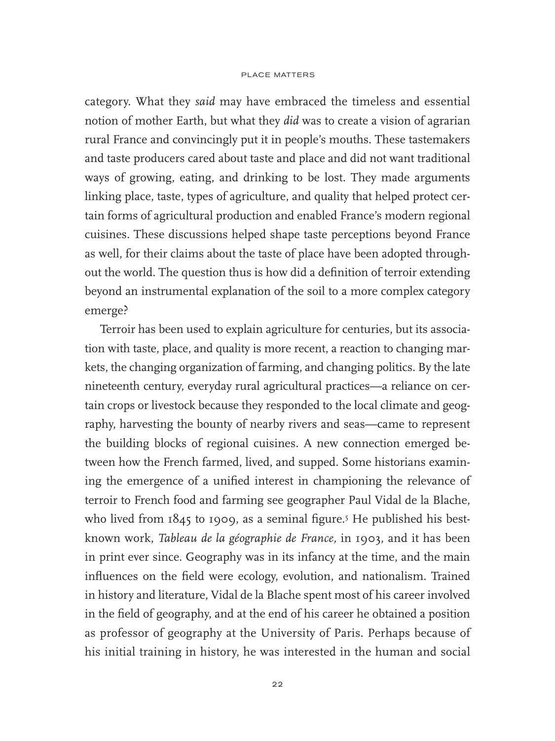category. What they *said* may have embraced the timeless and essential notion of mother Earth, but what they *did* was to create a vision of agrarian rural France and convincingly put it in people's mouths. These tastemakers and taste producers cared about taste and place and did not want traditional ways of growing, eating, and drinking to be lost. They made arguments linking place, taste, types of agriculture, and quality that helped protect certain forms of agricultural production and enabled France's modern regional cuisines. These discussions helped shape taste perceptions beyond France as well, for their claims about the taste of place have been adopted throughout the world. The question thus is how did a definition of terroir extending beyond an instrumental explanation of the soil to a more complex category emerge?

Terroir has been used to explain agriculture for centuries, but its association with taste, place, and quality is more recent, a reaction to changing markets, the changing organization of farming, and changing politics. By the late nineteenth century, everyday rural agricultural practices—a reliance on certain crops or livestock because they responded to the local climate and geography, harvesting the bounty of nearby rivers and seas—came to represent the building blocks of regional cuisines. A new connection emerged between how the French farmed, lived, and supped. Some historians examining the emergence of a unified interest in championing the relevance of terroir to French food and farming see geographer Paul Vidal de la Blache, who lived from 1845 to 1909, as a seminal figure.[5] He published his best-known work, *Tableau de la géographie de France,* in 1903, and it has been in print ever since. Geography was in its infancy at the time, and the main influences on the field were ecology, evolution, and nationalism. Trained in history and literature, Vidal de la Blache spent most of his career involved in the field of geography, and at the end of his career he obtained a position as professor of geography at the University of Paris. Perhaps because of his initial training in history, he was interested in the human and social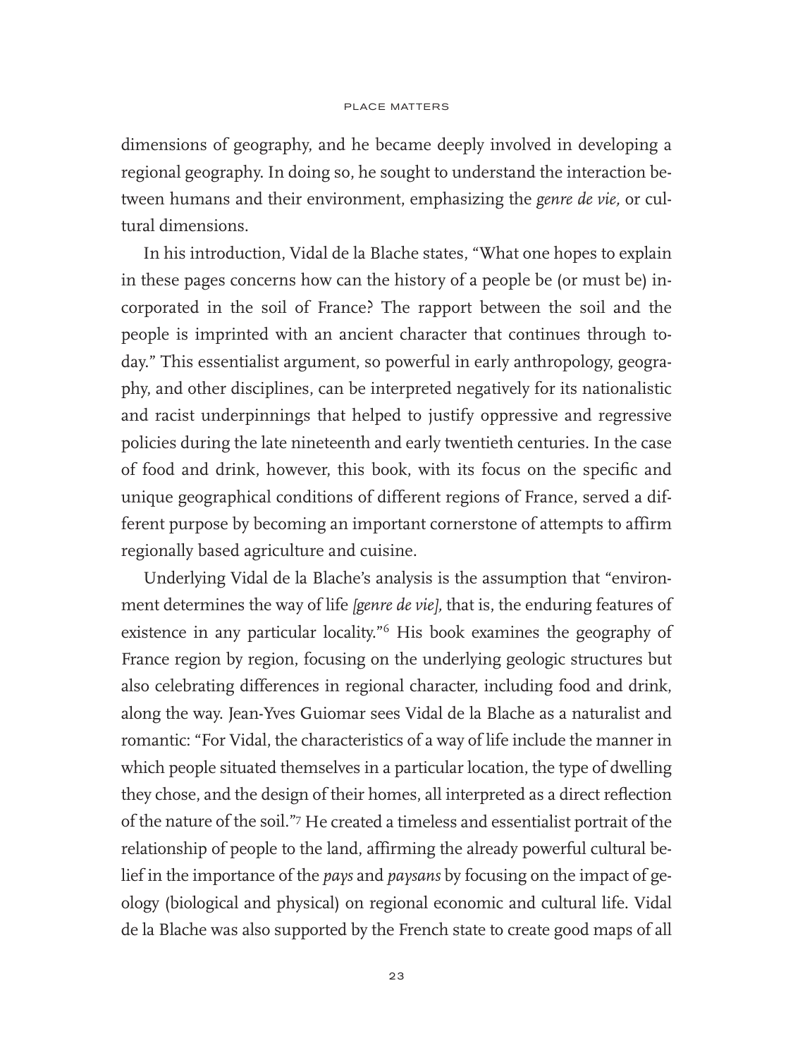dimensions of geography, and he became deeply involved in developing a regional geography. In doing so, he sought to understand the interaction between humans and their environment, emphasizing the *genre de vie,* or cultural dimensions.

In his introduction, Vidal de la Blache states, "What one hopes to explain in these pages concerns how can the history of a people be (or must be) incorporated in the soil of France? The rapport between the soil and the people is imprinted with an ancient character that continues through today." This essentialist argument, so powerful in early anthropology, geography, and other disciplines, can be interpreted negatively for its nationalistic and racist underpinnings that helped to justify oppressive and regressive policies during the late nineteenth and early twentieth centuries. In the case of food and drink, however, this book, with its focus on the specific and unique geographical conditions of different regions of France, served a different purpose by becoming an important cornerstone of attempts to affirm regionally based agriculture and cuisine.

Underlying Vidal de la Blache's analysis is the assumption that "environment determines the way of life *[genre de vie],* that is, the enduring features of existence in any particular locality."[6] His book examines the geography of France region by region, focusing on the underlying geologic structures but also celebrating differences in regional character, including food and drink, along the way. Jean-Yves Guiomar sees Vidal de la Blache as a naturalist and romantic: "For Vidal, the characteristics of a way of life include the manner in which people situated themselves in a particular location, the type of dwelling they chose, and the design of their homes, all interpreted as a direct reflection of the nature of the soil."[7] He created a timeless and essentialist portrait of the relationship of people to the land, affirming the already powerful cultural belief in the importance of the *pays* and *paysans* by focusing on the impact of geology (biological and physical) on regional economic and cultural life. Vidal de la Blache was also supported by the French state to create good maps of all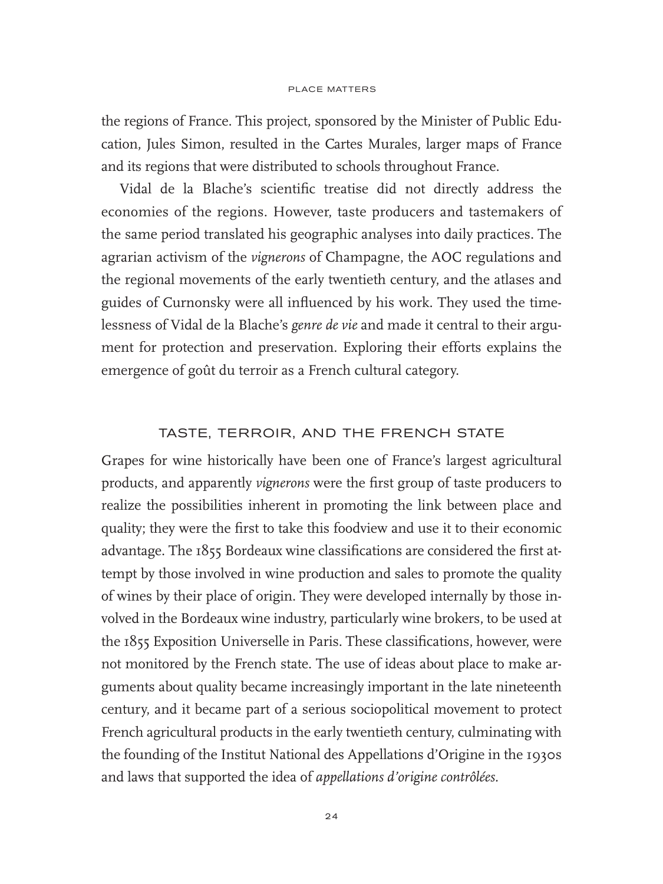the regions of France. This project, sponsored by the Minister of Public Education, Jules Simon, resulted in the Cartes Murales, larger maps of France and its regions that were distributed to schools throughout France.

Vidal de la Blache's scientific treatise did not directly address the economies of the regions. However, taste producers and tastemakers of the same period translated his geographic analyses into daily practices. The agrarian activism of the *vignerons* of Champagne, the AOC regulations and the regional movements of the early twentieth century, and the atlases and guides of Curnonsky were all influenced by his work. They used the timelessness of Vidal de la Blache's *genre de vie* and made it central to their argument for protection and preservation. Exploring their efforts explains the emergence of goût du terroir as a French cultural category.

## TASTE, TERROIR, AND THE FRENCH STATE

Grapes for wine historically have been one of France's largest agricultural products, and apparently *vignerons* were the first group of taste producers to realize the possibilities inherent in promoting the link between place and quality; they were the first to take this foodview and use it to their economic advantage. The 1855 Bordeaux wine classifications are considered the first attempt by those involved in wine production and sales to promote the quality of wines by their place of origin. They were developed internally by those involved in the Bordeaux wine industry, particularly wine brokers, to be used at the 1855 Exposition Universelle in Paris. These classifications, however, were not monitored by the French state. The use of ideas about place to make arguments about quality became increasingly important in the late nineteenth century, and it became part of a serious sociopolitical movement to protect French agricultural products in the early twentieth century, culminating with the founding of the Institut National des Appellations d'Origine in the 1930s and laws that supported the idea of *appellations d'origine contrôlées*.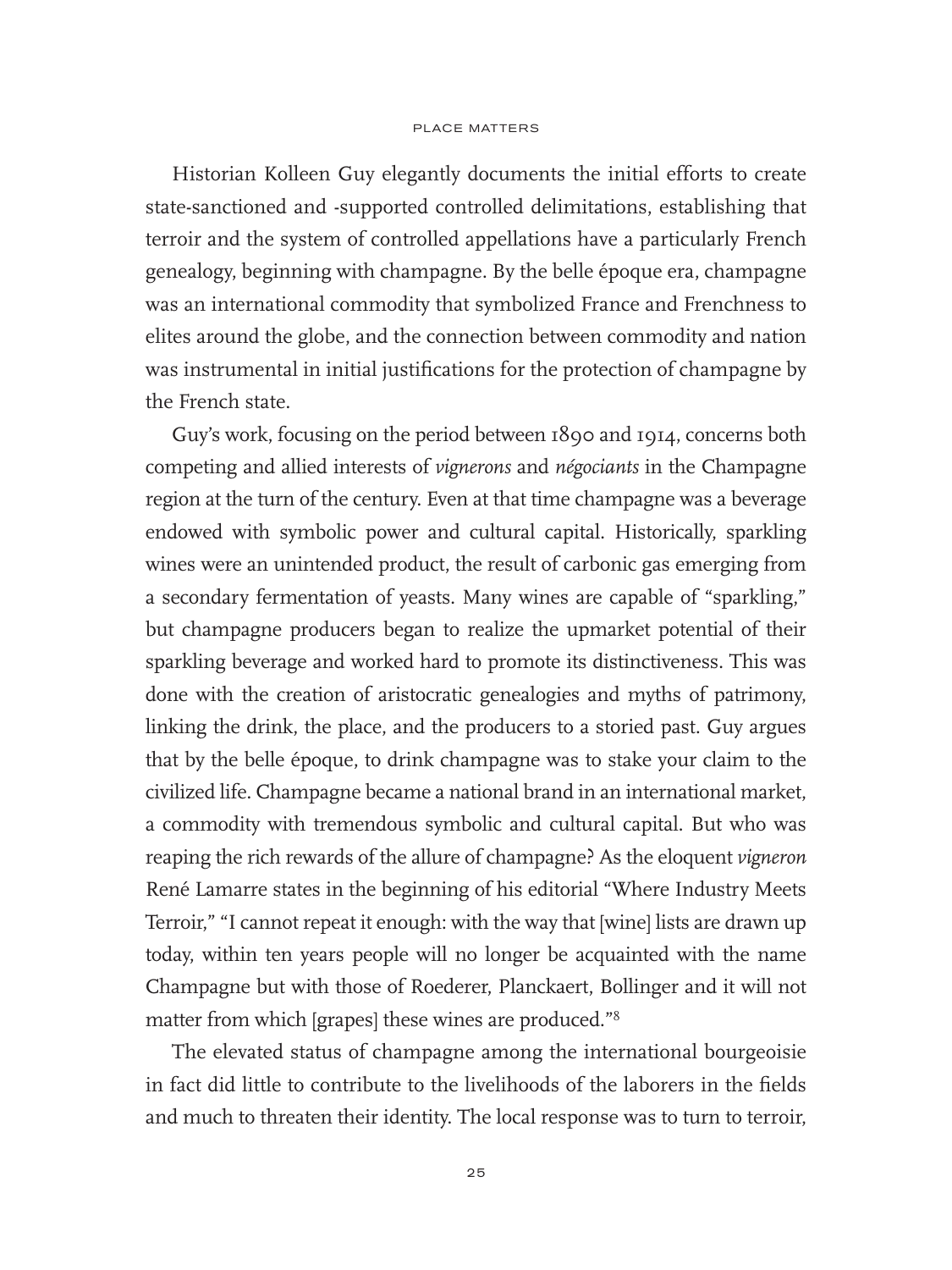Historian Kolleen Guy elegantly documents the initial efforts to create state-sanctioned and -supported controlled delimitations, establishing that terroir and the system of controlled appellations have a particularly French genealogy, beginning with champagne. By the belle époque era, champagne was an international commodity that symbolized France and Frenchness to elites around the globe, and the connection between commodity and nation was instrumental in initial justifications for the protection of champagne by the French state.

Guy's work, focusing on the period between 1890 and 1914, concerns both competing and allied interests of *vignerons* and *négociants* in the Champagne region at the turn of the century. Even at that time champagne was a beverage endowed with symbolic power and cultural capital. Historically, sparkling wines were an unintended product, the result of carbonic gas emerging from a secondary fermentation of yeasts. Many wines are capable of "sparkling," but champagne producers began to realize the upmarket potential of their sparkling beverage and worked hard to promote its distinctiveness. This was done with the creation of aristocratic genealogies and myths of patrimony, linking the drink, the place, and the producers to a storied past. Guy argues that by the belle époque, to drink champagne was to stake your claim to the civilized life. Champagne became a national brand in an international market, a commodity with tremendous symbolic and cultural capital. But who was reaping the rich rewards of the allure of champagne? As the eloquent *vigneron* René Lamarre states in the beginning of his editorial "Where Industry Meets Terroir," "I cannot repeat it enough: with the way that [wine] lists are drawn up today, within ten years people will no longer be acquainted with the name Champagne but with those of Roederer, Planckaert, Bollinger and it will not matter from which [grapes] these wines are produced."[8]

The elevated status of champagne among the international bourgeoisie in fact did little to contribute to the livelihoods of the laborers in the fields and much to threaten their identity. The local response was to turn to terroir,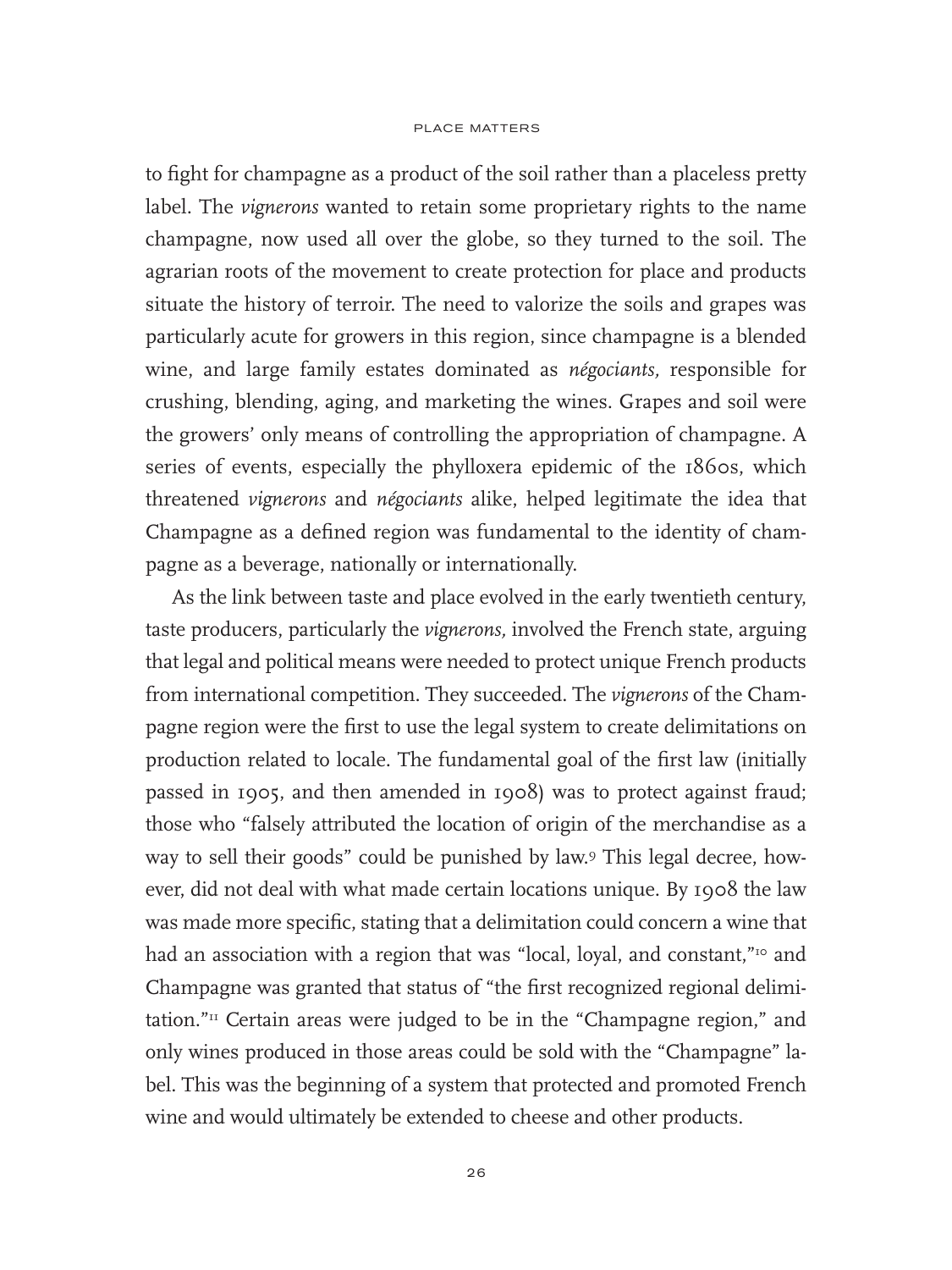to fight for champagne as a product of the soil rather than a placeless pretty label. The *vignerons* wanted to retain some proprietary rights to the name champagne, now used all over the globe, so they turned to the soil. The agrarian roots of the movement to create protection for place and products situate the history of terroir. The need to valorize the soils and grapes was particularly acute for growers in this region, since champagne is a blended wine, and large family estates dominated as *négociants,* responsible for crushing, blending, aging, and marketing the wines. Grapes and soil were the growers' only means of controlling the appropriation of champagne. A series of events, especially the phylloxera epidemic of the 1860s, which threatened *vignerons* and *négociants* alike, helped legitimate the idea that Champagne as a defined region was fundamental to the identity of champagne as a beverage, nationally or internationally.

As the link between taste and place evolved in the early twentieth century, taste producers, particularly the *vignerons,* involved the French state, arguing that legal and political means were needed to protect unique French products from international competition. They succeeded. The *vignerons* of the Champagne region were the first to use the legal system to create delimitations on production related to locale. The fundamental goal of the first law (initially passed in 1905, and then amended in 1908) was to protect against fraud; those who "falsely attributed the location of origin of the merchandise as a way to sell their goods" could be punished by law.[9] This legal decree, however, did not deal with what made certain locations unique. By 1908 the law was made more specific, stating that a delimitation could concern a wine that had an association with a region that was "local, loyal, and constant,"[10] and Champagne was granted that status of "the first recognized regional delimitation."[11] Certain areas were judged to be in the "Champagne region," and only wines produced in those areas could be sold with the "Champagne" label. This was the beginning of a system that protected and promoted French wine and would ultimately be extended to cheese and other products.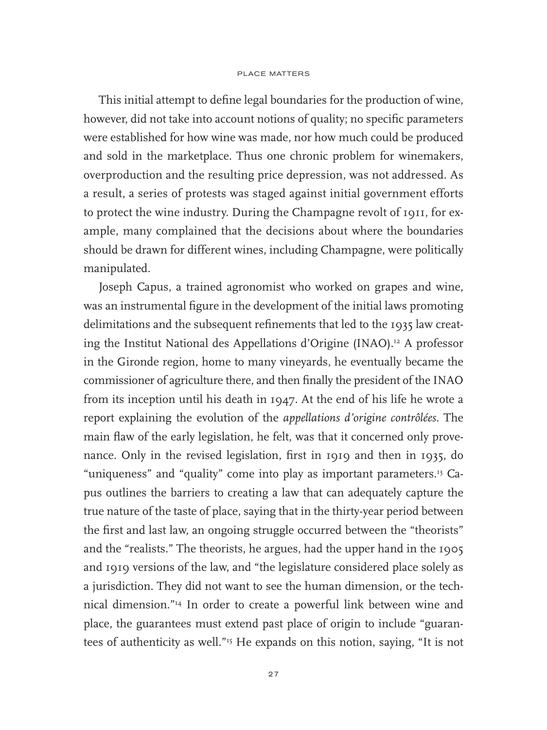This initial attempt to define legal boundaries for the production of wine, however, did not take into account notions of quality; no specific parameters were established for how wine was made, nor how much could be produced and sold in the marketplace. Thus one chronic problem for winemakers, overproduction and the resulting price depression, was not addressed. As a result, a series of protests was staged against initial government efforts to protect the wine industry. During the Champagne revolt of 1911, for example, many complained that the decisions about where the boundaries should be drawn for different wines, including Champagne, were politically manipulated.

Joseph Capus, a trained agronomist who worked on grapes and wine, was an instrumental figure in the development of the initial laws promoting delimitations and the subsequent refinements that led to the 1935 law creating the Institut National des Appellations d'Origine (INAO).[12] A professor in the Gironde region, home to many vineyards, he eventually became the commissioner of agriculture there, and then finally the president of the INAO from its inception until his death in 1947. At the end of his life he wrote a report explaining the evolution of the *appellations d'origine contrôlées*. The main flaw of the early legislation, he felt, was that it concerned only provenance. Only in the revised legislation, first in 1919 and then in 1935, do "uniqueness" and "quality" come into play as important parameters.[13] Capus outlines the barriers to creating a law that can adequately capture the true nature of the taste of place, saying that in the thirty-year period between the first and last law, an ongoing struggle occurred between the "theorists" and the "realists." The theorists, he argues, had the upper hand in the 1905 and 1919 versions of the law, and "the legislature considered place solely as a jurisdiction. They did not want to see the human dimension, or the technical dimension."[14] In order to create a powerful link between wine and place, the guarantees must extend past place of origin to include "guarantees of authenticity as well."[15] He expands on this notion, saying, "It is not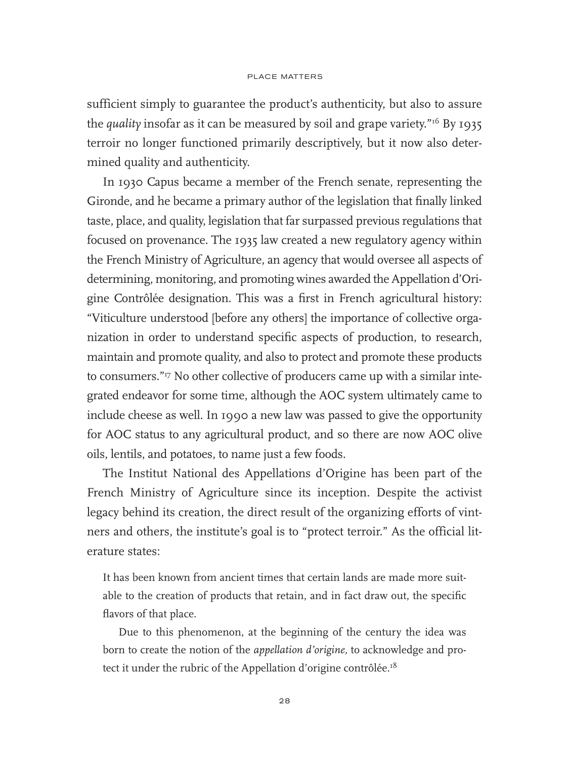sufficient simply to guarantee the product's authenticity, but also to assure the *quality* insofar as it can be measured by soil and grape variety."[16] By 1935 terroir no longer functioned primarily descriptively, but it now also determined quality and authenticity.

In 1930 Capus became a member of the French senate, representing the Gironde, and he became a primary author of the legislation that finally linked taste, place, and quality, legislation that far surpassed previous regulations that focused on provenance. The 1935 law created a new regulatory agency within the French Ministry of Agriculture, an agency that would oversee all aspects of determining, monitoring, and promoting wines awarded the Appellation d'Origine Contrôlée designation. This was a first in French agricultural history: "Viticulture understood [before any others] the importance of collective organization in order to understand specific aspects of production, to research, maintain and promote quality, and also to protect and promote these products to consumers."[17] No other collective of producers came up with a similar integrated endeavor for some time, although the AOC system ultimately came to include cheese as well. In 1990 a new law was passed to give the opportunity for AOC status to any agricultural product, and so there are now AOC olive oils, lentils, and potatoes, to name just a few foods.

The Institut National des Appellations d'Origine has been part of the French Ministry of Agriculture since its inception. Despite the activist legacy behind its creation, the direct result of the organizing efforts of vintners and others, the institute's goal is to "protect terroir." As the official literature states:

> It has been known from ancient times that certain lands are made more suitable to the creation of products that retain, and in fact draw out, the specific flavors of that place.
>
> Due to this phenomenon, at the beginning of the century the idea was born to create the notion of the *appellation d'origine,* to acknowledge and protect it under the rubric of the Appellation d'origine contrôlée.[18]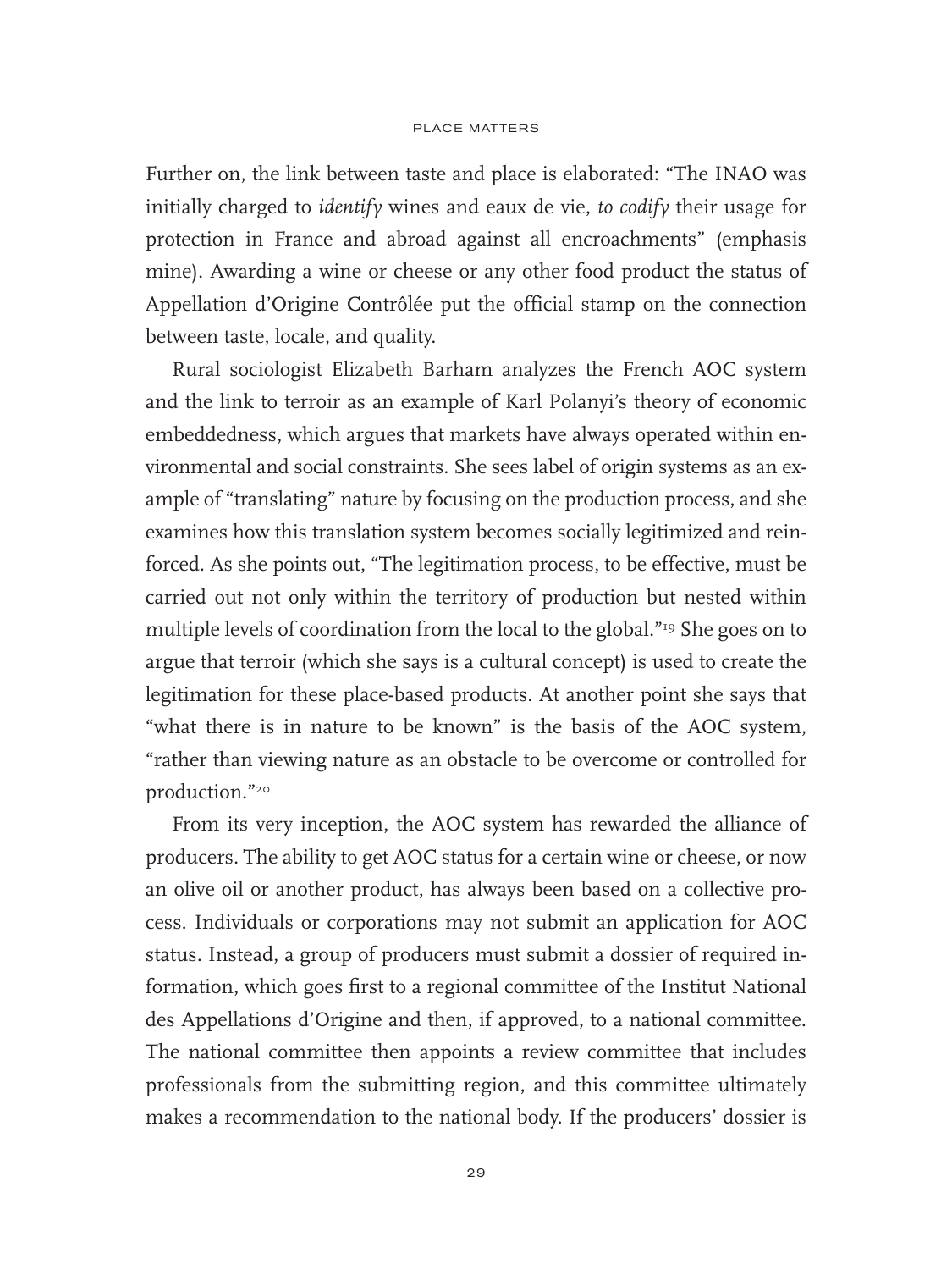Further on, the link between taste and place is elaborated: "The INAO was initially charged to *identify* wines and eaux de vie, *to codify* their usage for protection in France and abroad against all encroachments" (emphasis mine). Awarding a wine or cheese or any other food product the status of Appellation d'Origine Contrôlée put the official stamp on the connection between taste, locale, and quality.

Rural sociologist Elizabeth Barham analyzes the French AOC system and the link to terroir as an example of Karl Polanyi's theory of economic embeddedness, which argues that markets have always operated within environmental and social constraints. She sees label of origin systems as an example of "translating" nature by focusing on the production process, and she examines how this translation system becomes socially legitimized and reinforced. As she points out, "The legitimation process, to be effective, must be carried out not only within the territory of production but nested within multiple levels of coordination from the local to the global."[19] She goes on to argue that terroir (which she says is a cultural concept) is used to create the legitimation for these place-based products. At another point she says that "what there is in nature to be known" is the basis of the AOC system, "rather than viewing nature as an obstacle to be overcome or controlled for production."[20]

From its very inception, the AOC system has rewarded the alliance of producers. The ability to get AOC status for a certain wine or cheese, or now an olive oil or another product, has always been based on a collective process. Individuals or corporations may not submit an application for AOC status. Instead, a group of producers must submit a dossier of required information, which goes first to a regional committee of the Institut National des Appellations d'Origine and then, if approved, to a national committee. The national committee then appoints a review committee that includes professionals from the submitting region, and this committee ultimately makes a recommendation to the national body. If the producers' dossier is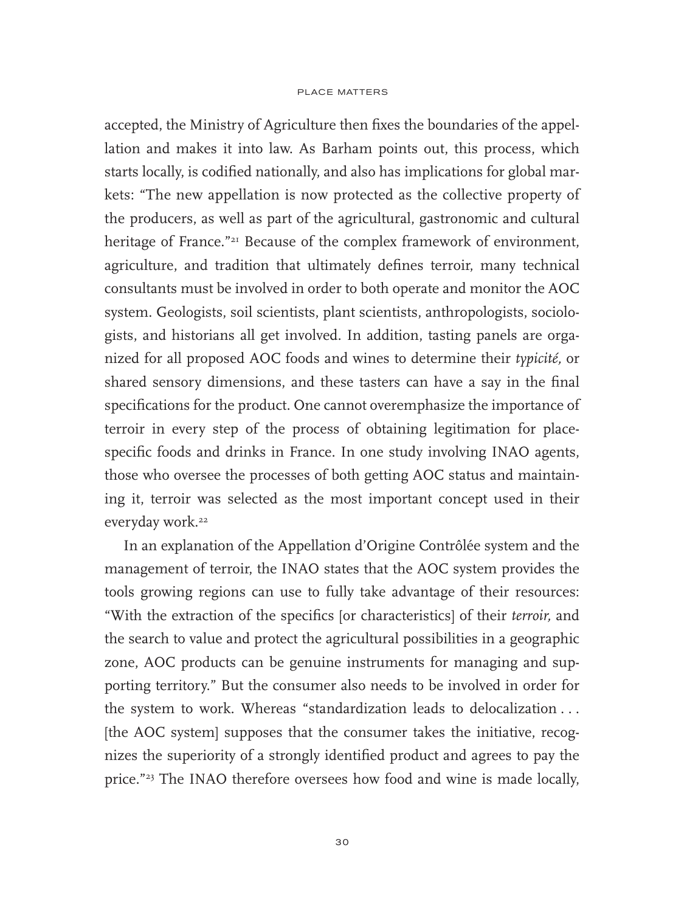accepted, the Ministry of Agriculture then fixes the boundaries of the appellation and makes it into law. As Barham points out, this process, which starts locally, is codified nationally, and also has implications for global markets: "The new appellation is now protected as the collective property of the producers, as well as part of the agricultural, gastronomic and cultural heritage of France."[21] Because of the complex framework of environment, agriculture, and tradition that ultimately defines terroir, many technical consultants must be involved in order to both operate and monitor the AOC system. Geologists, soil scientists, plant scientists, anthropologists, sociologists, and historians all get involved. In addition, tasting panels are organized for all proposed AOC foods and wines to determine their *typicité,* or shared sensory dimensions, and these tasters can have a say in the final specifications for the product. One cannot overemphasize the importance of terroir in every step of the process of obtaining legitimation for place-specific foods and drinks in France. In one study involving INAO agents, those who oversee the processes of both getting AOC status and maintaining it, terroir was selected as the most important concept used in their everyday work.[22]

In an explanation of the Appellation d'Origine Contrôlée system and the management of terroir, the INAO states that the AOC system provides the tools growing regions can use to fully take advantage of their resources: "With the extraction of the specifics [or characteristics] of their *terroir,* and the search to value and protect the agricultural possibilities in a geographic zone, AOC products can be genuine instruments for managing and supporting territory." But the consumer also needs to be involved in order for the system to work. Whereas "standardization leads to delocalization . . . [the AOC system] supposes that the consumer takes the initiative, recognizes the superiority of a strongly identified product and agrees to pay the price."[23] The INAO therefore oversees how food and wine is made locally,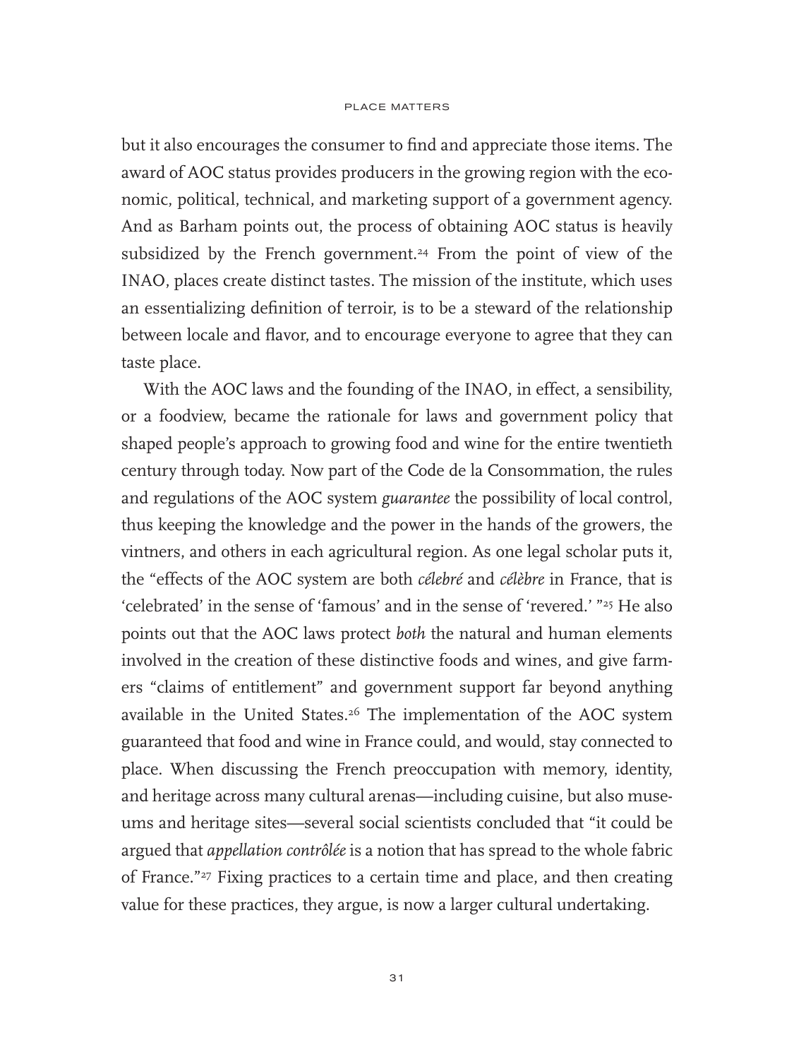but it also encourages the consumer to find and appreciate those items. The award of AOC status provides producers in the growing region with the economic, political, technical, and marketing support of a government agency. And as Barham points out, the process of obtaining AOC status is heavily subsidized by the French government.[24] From the point of view of the INAO, places create distinct tastes. The mission of the institute, which uses an essentializing definition of terroir, is to be a steward of the relationship between locale and flavor, and to encourage everyone to agree that they can taste place.

With the AOC laws and the founding of the INAO, in effect, a sensibility, or a foodview, became the rationale for laws and government policy that shaped people's approach to growing food and wine for the entire twentieth century through today. Now part of the Code de la Consommation, the rules and regulations of the AOC system *guarantee* the possibility of local control, thus keeping the knowledge and the power in the hands of the growers, the vintners, and others in each agricultural region. As one legal scholar puts it, the "effects of the AOC system are both *célebré* and *célèbre* in France, that is 'celebrated' in the sense of 'famous' and in the sense of 'revered.' "[25] He also points out that the AOC laws protect *both* the natural and human elements involved in the creation of these distinctive foods and wines, and give farmers "claims of entitlement" and government support far beyond anything available in the United States.[26] The implementation of the AOC system guaranteed that food and wine in France could, and would, stay connected to place. When discussing the French preoccupation with memory, identity, and heritage across many cultural arenas—including cuisine, but also museums and heritage sites—several social scientists concluded that "it could be argued that *appellation contrôlée* is a notion that has spread to the whole fabric of France."[27] Fixing practices to a certain time and place, and then creating value for these practices, they argue, is now a larger cultural undertaking.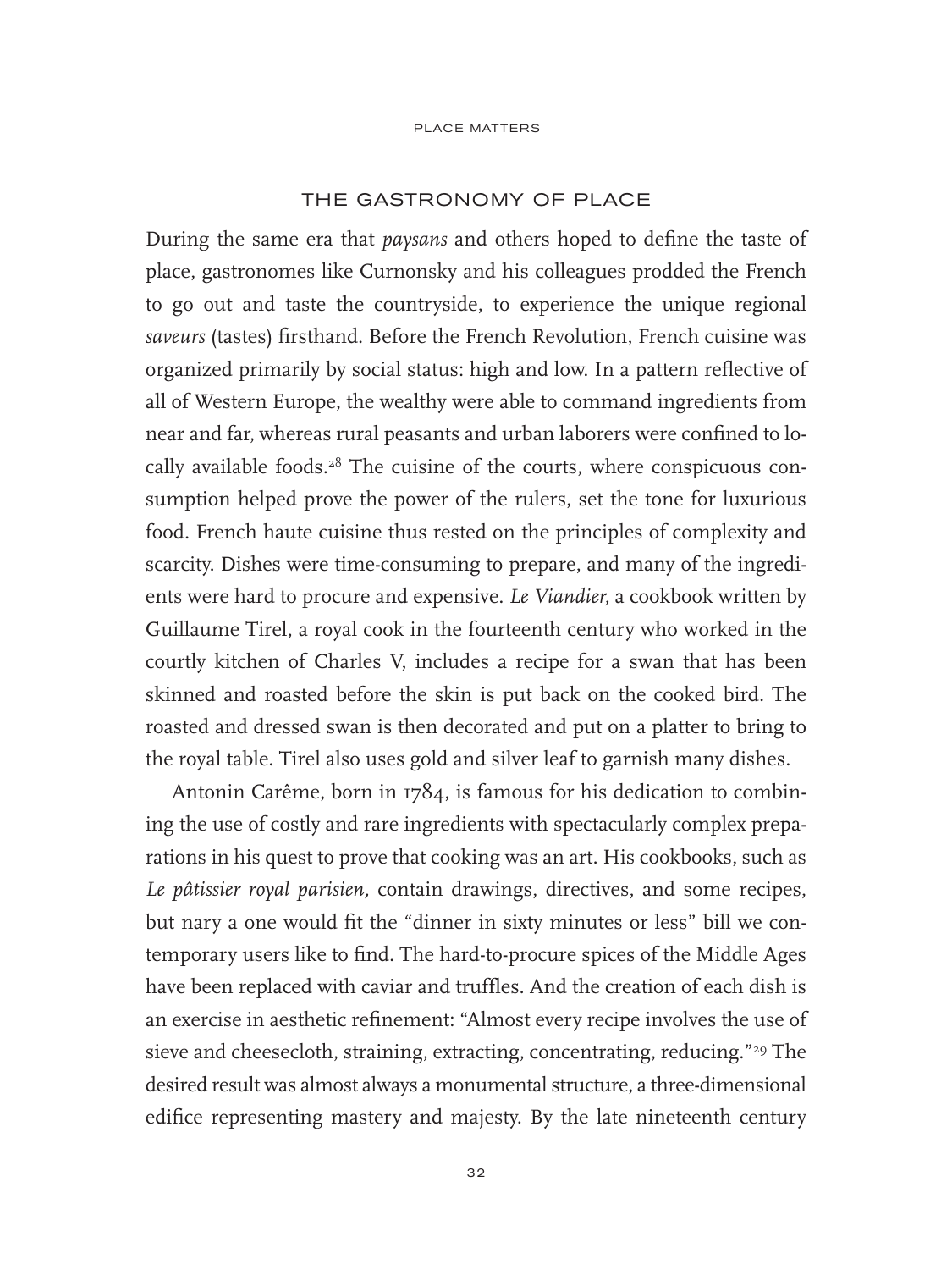## THE GASTRONOMY OF PLACE

During the same era that *paysans* and others hoped to define the taste of place, gastronomes like Curnonsky and his colleagues prodded the French to go out and taste the countryside, to experience the unique regional *saveurs* (tastes) firsthand. Before the French Revolution, French cuisine was organized primarily by social status: high and low. In a pattern reflective of all of Western Europe, the wealthy were able to command ingredients from near and far, whereas rural peasants and urban laborers were confined to locally available foods.[28] The cuisine of the courts, where conspicuous consumption helped prove the power of the rulers, set the tone for luxurious food. French haute cuisine thus rested on the principles of complexity and scarcity. Dishes were time-consuming to prepare, and many of the ingredients were hard to procure and expensive. *Le Viandier,* a cookbook written by Guillaume Tirel, a royal cook in the fourteenth century who worked in the courtly kitchen of Charles V, includes a recipe for a swan that has been skinned and roasted before the skin is put back on the cooked bird. The roasted and dressed swan is then decorated and put on a platter to bring to the royal table. Tirel also uses gold and silver leaf to garnish many dishes.

Antonin Carême, born in 1784, is famous for his dedication to combining the use of costly and rare ingredients with spectacularly complex preparations in his quest to prove that cooking was an art. His cookbooks, such as *Le pâtissier royal parisien,* contain drawings, directives, and some recipes, but nary a one would fit the "dinner in sixty minutes or less" bill we contemporary users like to find. The hard-to-procure spices of the Middle Ages have been replaced with caviar and truffles. And the creation of each dish is an exercise in aesthetic refinement: "Almost every recipe involves the use of sieve and cheesecloth, straining, extracting, concentrating, reducing."[29] The desired result was almost always a monumental structure, a three-dimensional edifice representing mastery and majesty. By the late nineteenth century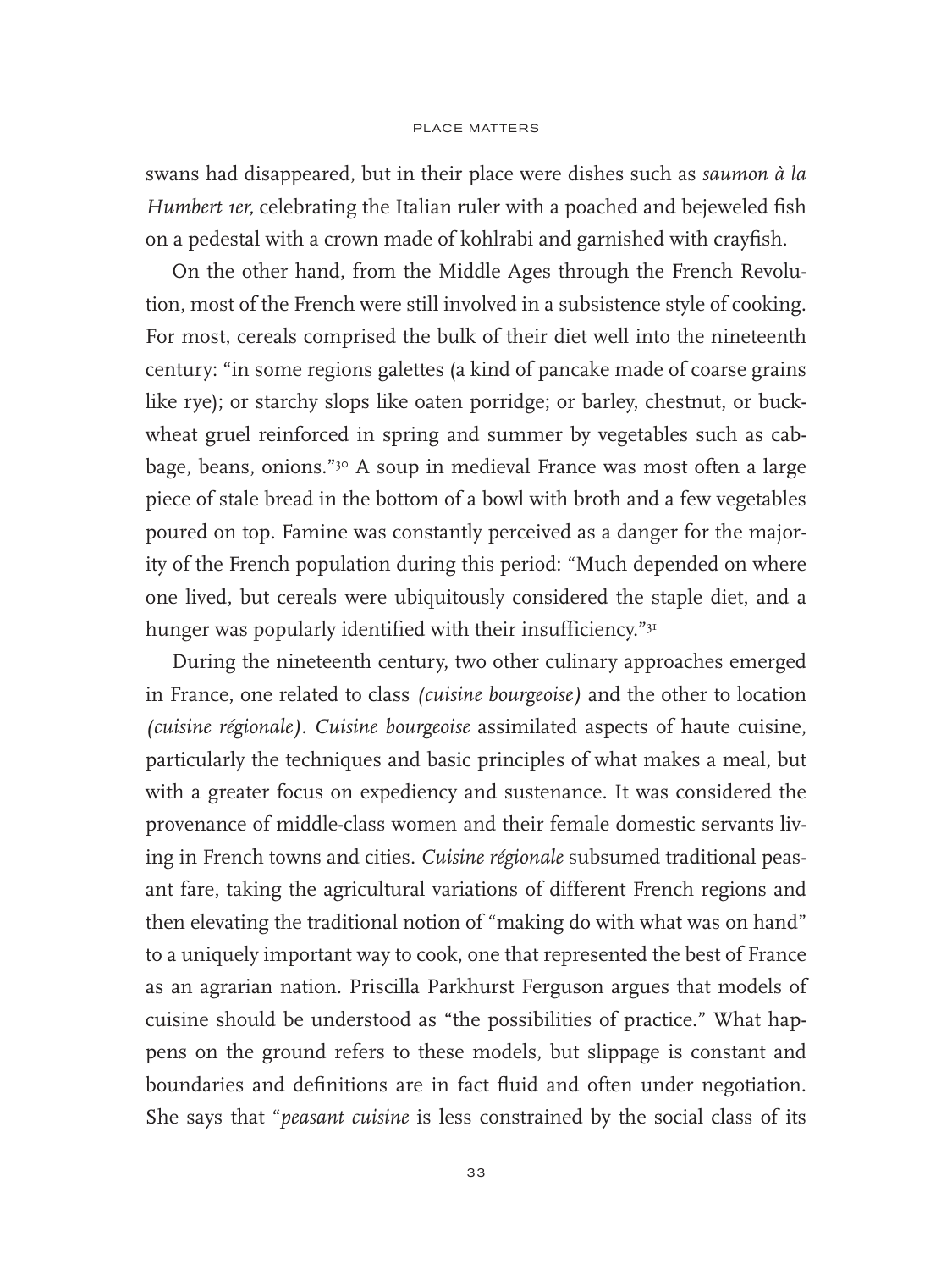swans had disappeared, but in their place were dishes such as *saumon à la Humbert 1er,* celebrating the Italian ruler with a poached and bejeweled fish on a pedestal with a crown made of kohlrabi and garnished with crayfish.

On the other hand, from the Middle Ages through the French Revolution, most of the French were still involved in a subsistence style of cooking. For most, cereals comprised the bulk of their diet well into the nineteenth century: "in some regions galettes (a kind of pancake made of coarse grains like rye); or starchy slops like oaten porridge; or barley, chestnut, or buckwheat gruel reinforced in spring and summer by vegetables such as cabbage, beans, onions."[30] A soup in medieval France was most often a large piece of stale bread in the bottom of a bowl with broth and a few vegetables poured on top. Famine was constantly perceived as a danger for the majority of the French population during this period: "Much depended on where one lived, but cereals were ubiquitously considered the staple diet, and a hunger was popularly identified with their insufficiency."[31]

During the nineteenth century, two other culinary approaches emerged in France, one related to class *(cuisine bourgeoise)* and the other to location *(cuisine régionale)*. *Cuisine bourgeoise* assimilated aspects of haute cuisine, particularly the techniques and basic principles of what makes a meal, but with a greater focus on expediency and sustenance. It was considered the provenance of middle-class women and their female domestic servants living in French towns and cities. *Cuisine régionale* subsumed traditional peasant fare, taking the agricultural variations of different French regions and then elevating the traditional notion of "making do with what was on hand" to a uniquely important way to cook, one that represented the best of France as an agrarian nation. Priscilla Parkhurst Ferguson argues that models of cuisine should be understood as "the possibilities of practice." What happens on the ground refers to these models, but slippage is constant and boundaries and definitions are in fact fluid and often under negotiation. She says that "*peasant cuisine* is less constrained by the social class of its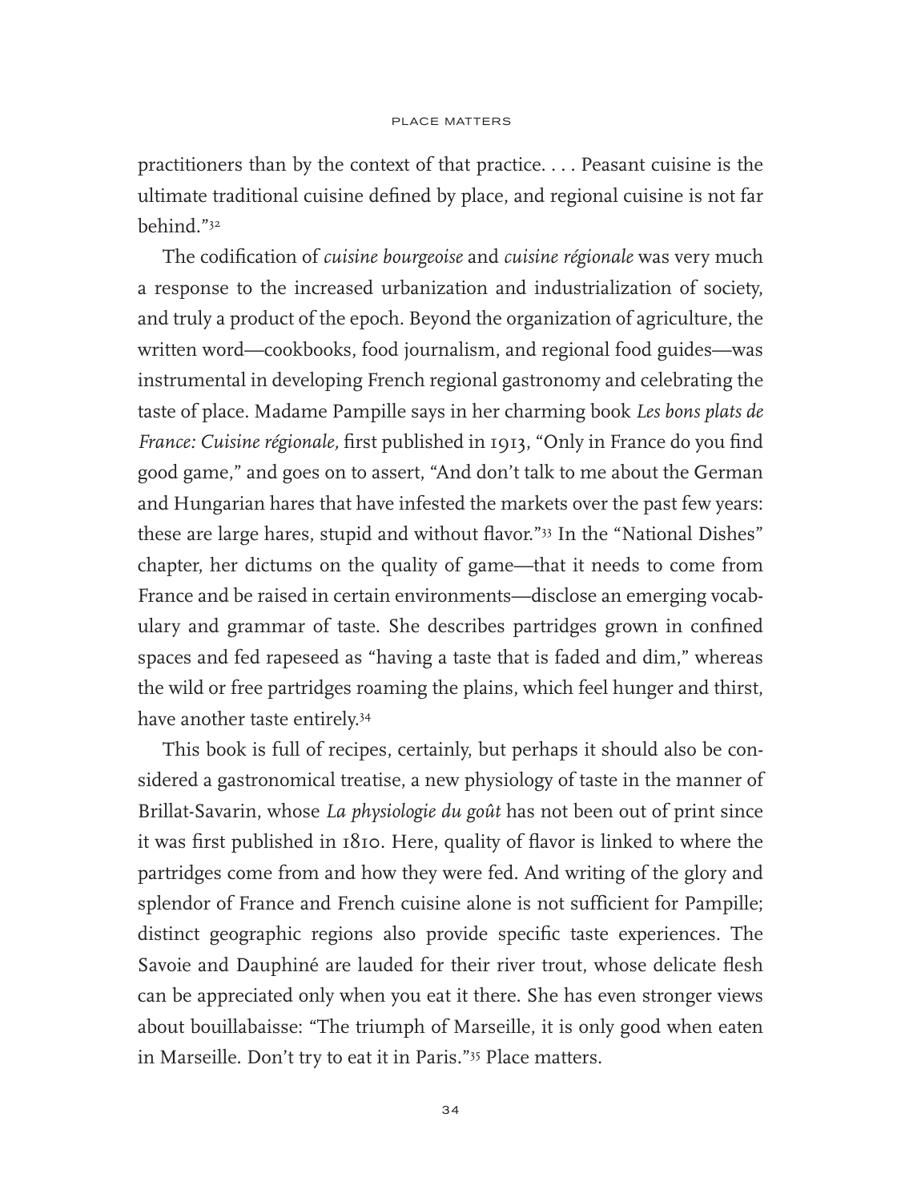practitioners than by the context of that practice. . . . Peasant cuisine is the ultimate traditional cuisine defined by place, and regional cuisine is not far behind."[32]

The codification of *cuisine bourgeoise* and *cuisine régionale* was very much a response to the increased urbanization and industrialization of society, and truly a product of the epoch. Beyond the organization of agriculture, the written word—cookbooks, food journalism, and regional food guides—was instrumental in developing French regional gastronomy and celebrating the taste of place. Madame Pampille says in her charming book *Les bons plats de France: Cuisine régionale,* first published in 1913, "Only in France do you find good game," and goes on to assert, "And don't talk to me about the German and Hungarian hares that have infested the markets over the past few years: these are large hares, stupid and without flavor."[33] In the "National Dishes" chapter, her dictums on the quality of game—that it needs to come from France and be raised in certain environments—disclose an emerging vocabulary and grammar of taste. She describes partridges grown in confined spaces and fed rapeseed as "having a taste that is faded and dim," whereas the wild or free partridges roaming the plains, which feel hunger and thirst, have another taste entirely.[34]

This book is full of recipes, certainly, but perhaps it should also be considered a gastronomical treatise, a new physiology of taste in the manner of Brillat-Savarin, whose *La physiologie du goût* has not been out of print since it was first published in 1810. Here, quality of flavor is linked to where the partridges come from and how they were fed. And writing of the glory and splendor of France and French cuisine alone is not sufficient for Pampille; distinct geographic regions also provide specific taste experiences. The Savoie and Dauphiné are lauded for their river trout, whose delicate flesh can be appreciated only when you eat it there. She has even stronger views about bouillabaisse: "The triumph of Marseille, it is only good when eaten in Marseille. Don't try to eat it in Paris."[35] Place matters.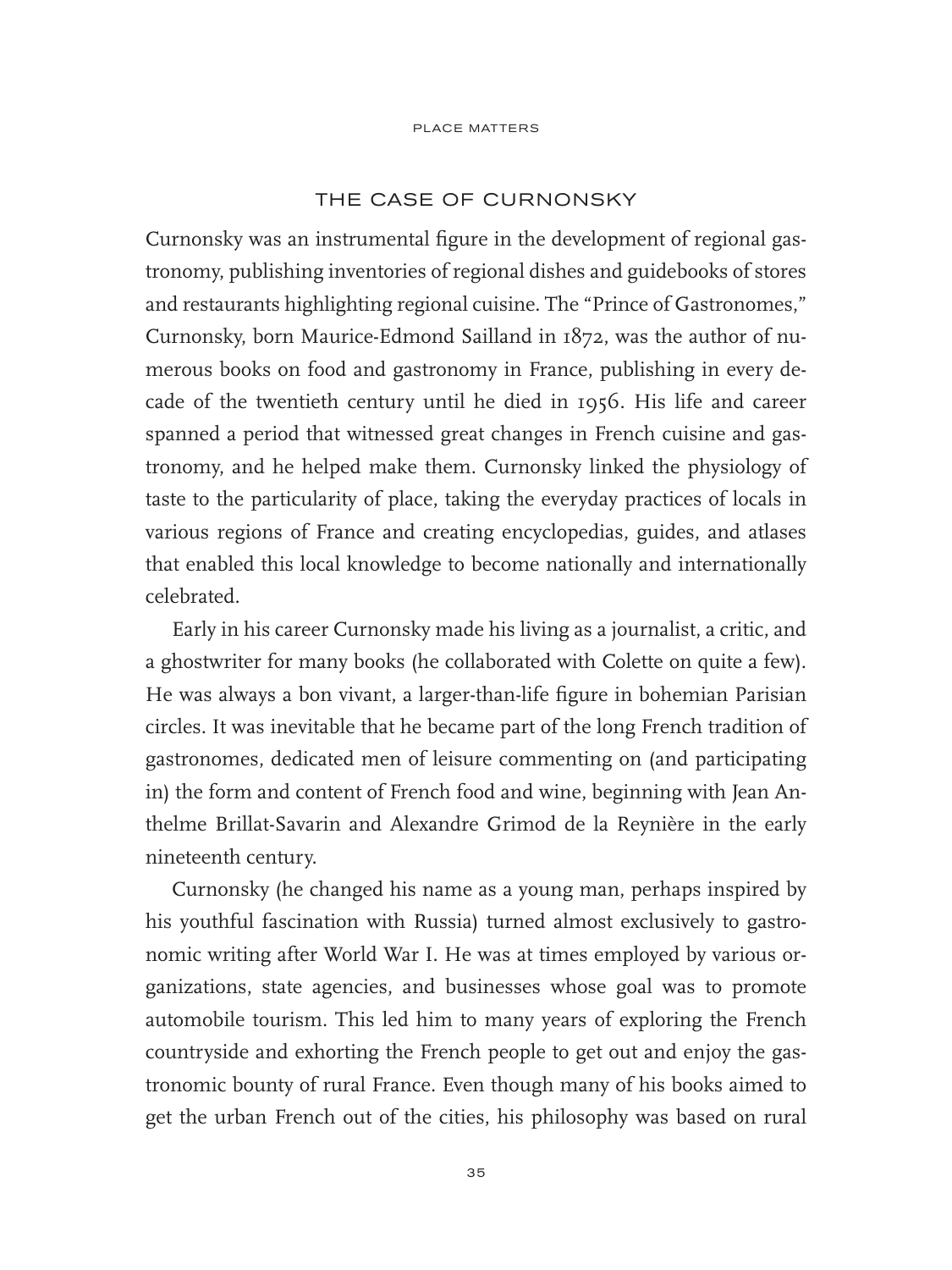## THE CASE OF CURNONSKY

Curnonsky was an instrumental figure in the development of regional gastronomy, publishing inventories of regional dishes and guidebooks of stores and restaurants highlighting regional cuisine. The "Prince of Gastronomes," Curnonsky, born Maurice-Edmond Sailland in 1872, was the author of numerous books on food and gastronomy in France, publishing in every decade of the twentieth century until he died in 1956. His life and career spanned a period that witnessed great changes in French cuisine and gastronomy, and he helped make them. Curnonsky linked the physiology of taste to the particularity of place, taking the everyday practices of locals in various regions of France and creating encyclopedias, guides, and atlases that enabled this local knowledge to become nationally and internationally celebrated.

Early in his career Curnonsky made his living as a journalist, a critic, and a ghostwriter for many books (he collaborated with Colette on quite a few). He was always a bon vivant, a larger-than-life figure in bohemian Parisian circles. It was inevitable that he became part of the long French tradition of gastronomes, dedicated men of leisure commenting on (and participating in) the form and content of French food and wine, beginning with Jean Anthelme Brillat-Savarin and Alexandre Grimod de la Reynière in the early nineteenth century.

Curnonsky (he changed his name as a young man, perhaps inspired by his youthful fascination with Russia) turned almost exclusively to gastronomic writing after World War I. He was at times employed by various organizations, state agencies, and businesses whose goal was to promote automobile tourism. This led him to many years of exploring the French countryside and exhorting the French people to get out and enjoy the gastronomic bounty of rural France. Even though many of his books aimed to get the urban French out of the cities, his philosophy was based on rural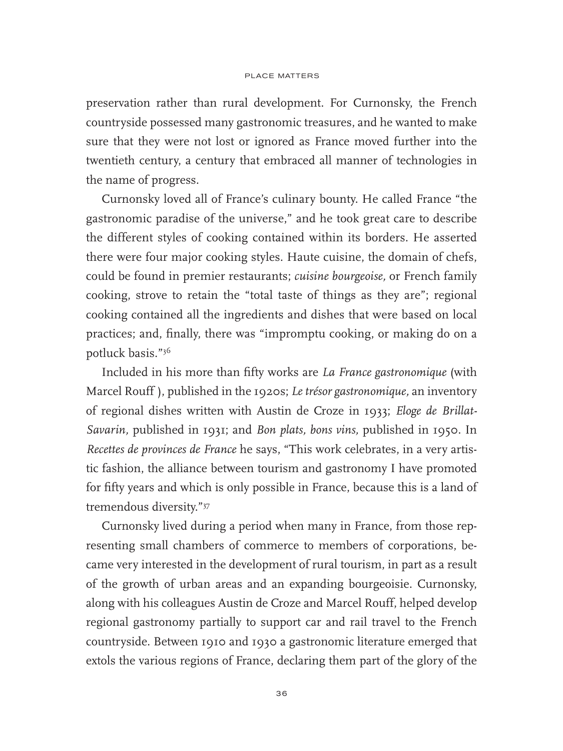preservation rather than rural development. For Curnonsky, the French countryside possessed many gastronomic treasures, and he wanted to make sure that they were not lost or ignored as France moved further into the twentieth century, a century that embraced all manner of technologies in the name of progress.

Curnonsky loved all of France's culinary bounty. He called France "the gastronomic paradise of the universe," and he took great care to describe the different styles of cooking contained within its borders. He asserted there were four major cooking styles. Haute cuisine, the domain of chefs, could be found in premier restaurants; *cuisine bourgeoise,* or French family cooking, strove to retain the "total taste of things as they are"; regional cooking contained all the ingredients and dishes that were based on local practices; and, finally, there was "impromptu cooking, or making do on a potluck basis."[36]

Included in his more than fifty works are *La France gastronomique* (with Marcel Rouff ), published in the 1920s; *Le trésor gastronomique,* an inventory of regional dishes written with Austin de Croze in 1933; *Eloge de Brillat-Savarin,* published in 1931; and *Bon plats, bons vins,* published in 1950. In *Recettes de provinces de France* he says, "This work celebrates, in a very artistic fashion, the alliance between tourism and gastronomy I have promoted for fifty years and which is only possible in France, because this is a land of tremendous diversity."[37]

Curnonsky lived during a period when many in France, from those representing small chambers of commerce to members of corporations, became very interested in the development of rural tourism, in part as a result of the growth of urban areas and an expanding bourgeoisie. Curnonsky, along with his colleagues Austin de Croze and Marcel Rouff, helped develop regional gastronomy partially to support car and rail travel to the French countryside. Between 1910 and 1930 a gastronomic literature emerged that extols the various regions of France, declaring them part of the glory of the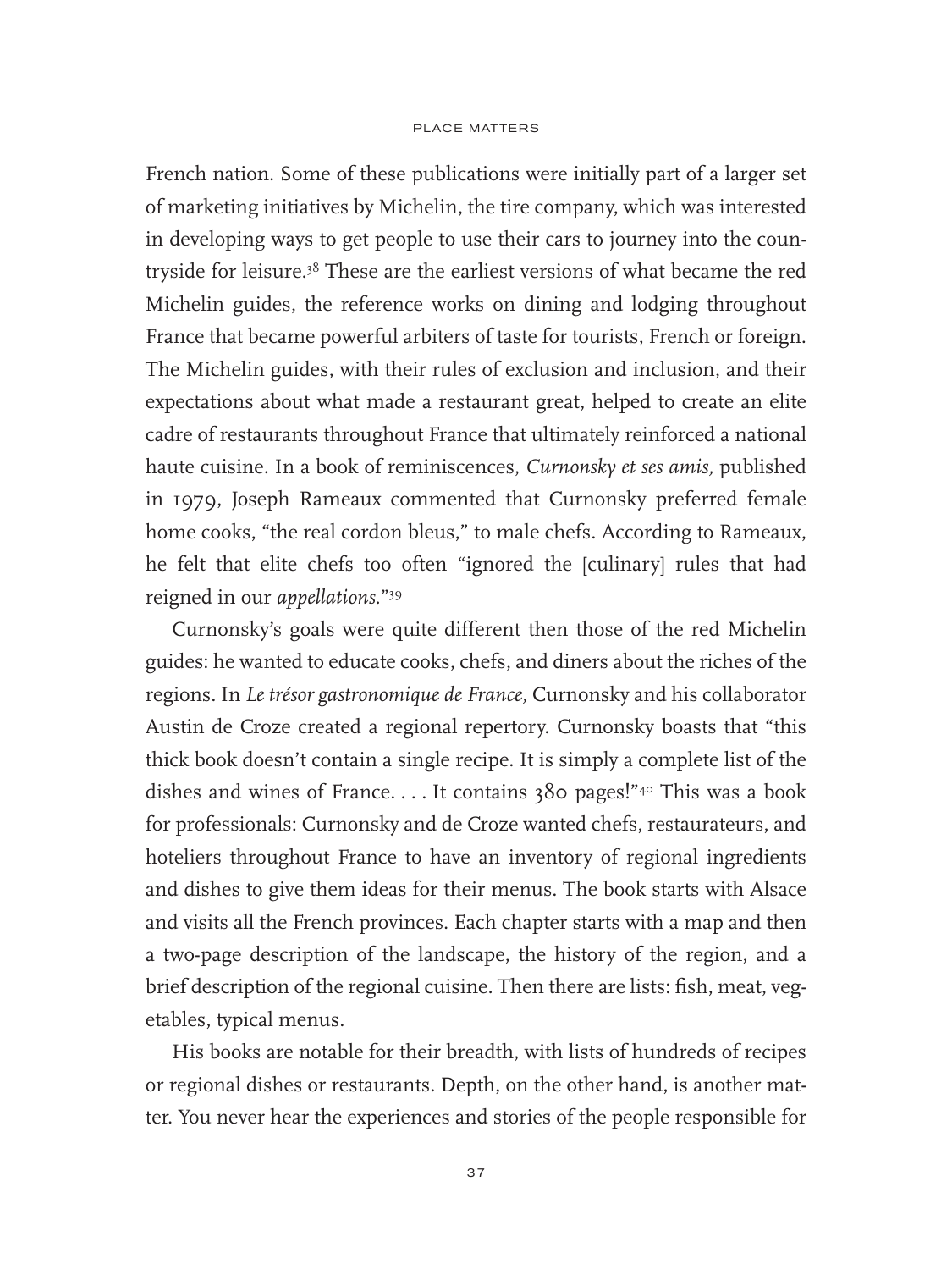French nation. Some of these publications were initially part of a larger set of marketing initiatives by Michelin, the tire company, which was interested in developing ways to get people to use their cars to journey into the countryside for leisure.[38] These are the earliest versions of what became the red Michelin guides, the reference works on dining and lodging throughout France that became powerful arbiters of taste for tourists, French or foreign. The Michelin guides, with their rules of exclusion and inclusion, and their expectations about what made a restaurant great, helped to create an elite cadre of restaurants throughout France that ultimately reinforced a national haute cuisine. In a book of reminiscences, *Curnonsky et ses amis,* published in 1979, Joseph Rameaux commented that Curnonsky preferred female home cooks, "the real cordon bleus," to male chefs. According to Rameaux, he felt that elite chefs too often "ignored the [culinary] rules that had reigned in our *appellations.*"[39]

Curnonsky's goals were quite different then those of the red Michelin guides: he wanted to educate cooks, chefs, and diners about the riches of the regions. In *Le trésor gastronomique de France,* Curnonsky and his collaborator Austin de Croze created a regional repertory. Curnonsky boasts that "this thick book doesn't contain a single recipe. It is simply a complete list of the dishes and wines of France. . . . It contains 380 pages!"[40] This was a book for professionals: Curnonsky and de Croze wanted chefs, restaurateurs, and hoteliers throughout France to have an inventory of regional ingredients and dishes to give them ideas for their menus. The book starts with Alsace and visits all the French provinces. Each chapter starts with a map and then a two-page description of the landscape, the history of the region, and a brief description of the regional cuisine. Then there are lists: fish, meat, vegetables, typical menus.

His books are notable for their breadth, with lists of hundreds of recipes or regional dishes or restaurants. Depth, on the other hand, is another matter. You never hear the experiences and stories of the people responsible for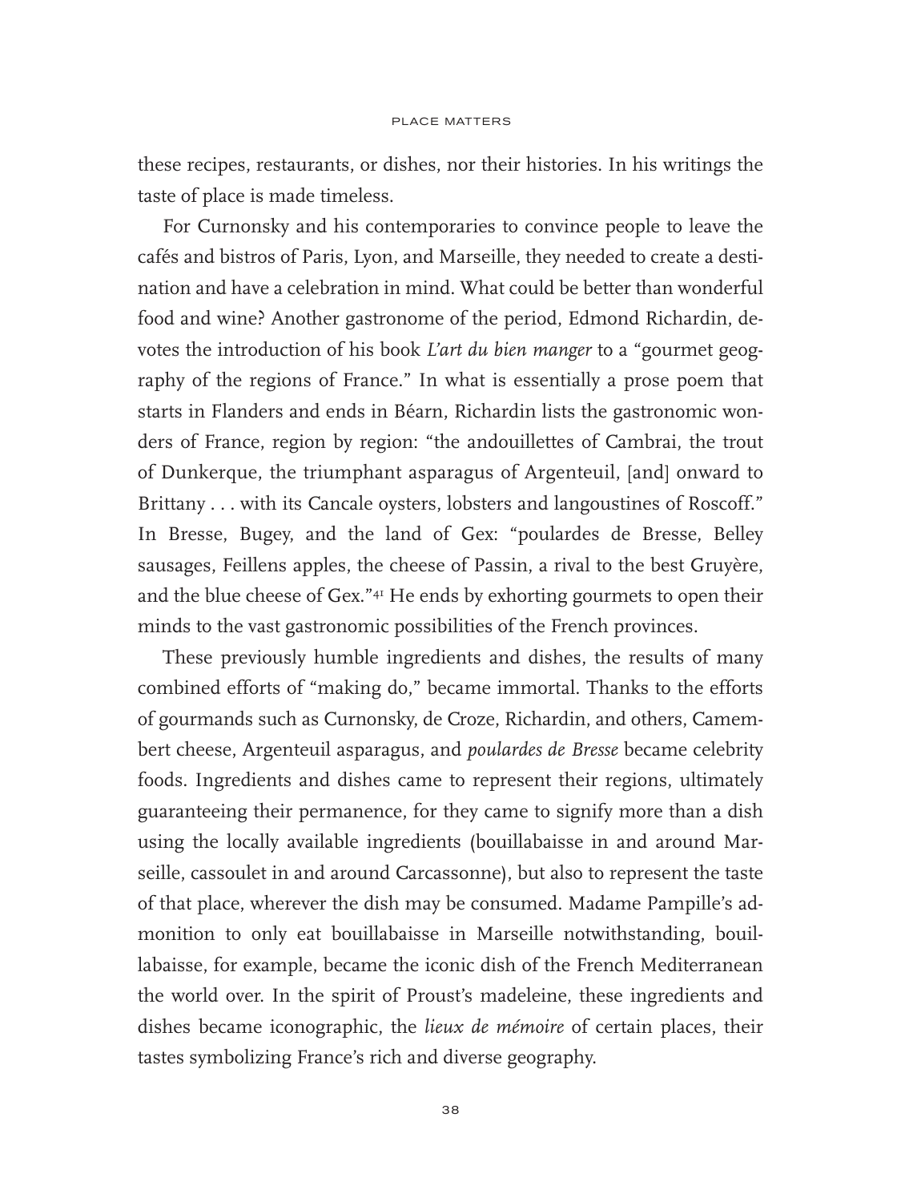these recipes, restaurants, or dishes, nor their histories. In his writings the taste of place is made timeless.

For Curnonsky and his contemporaries to convince people to leave the cafés and bistros of Paris, Lyon, and Marseille, they needed to create a destination and have a celebration in mind. What could be better than wonderful food and wine? Another gastronome of the period, Edmond Richardin, devotes the introduction of his book *L'art du bien manger* to a "gourmet geography of the regions of France." In what is essentially a prose poem that starts in Flanders and ends in Béarn, Richardin lists the gastronomic wonders of France, region by region: "the andouillettes of Cambrai, the trout of Dunkerque, the triumphant asparagus of Argenteuil, [and] onward to Brittany . . . with its Cancale oysters, lobsters and langoustines of Roscoff." In Bresse, Bugey, and the land of Gex: "poulardes de Bresse, Belley sausages, Feillens apples, the cheese of Passin, a rival to the best Gruyère, and the blue cheese of Gex."[41] He ends by exhorting gourmets to open their minds to the vast gastronomic possibilities of the French provinces.

These previously humble ingredients and dishes, the results of many combined efforts of "making do," became immortal. Thanks to the efforts of gourmands such as Curnonsky, de Croze, Richardin, and others, Camembert cheese, Argenteuil asparagus, and *poulardes de Bresse* became celebrity foods. Ingredients and dishes came to represent their regions, ultimately guaranteeing their permanence, for they came to signify more than a dish using the locally available ingredients (bouillabaisse in and around Marseille, cassoulet in and around Carcassonne), but also to represent the taste of that place, wherever the dish may be consumed. Madame Pampille's admonition to only eat bouillabaisse in Marseille notwithstanding, bouillabaisse, for example, became the iconic dish of the French Mediterranean the world over. In the spirit of Proust's madeleine, these ingredients and dishes became iconographic, the *lieux de mémoire* of certain places, their tastes symbolizing France's rich and diverse geography.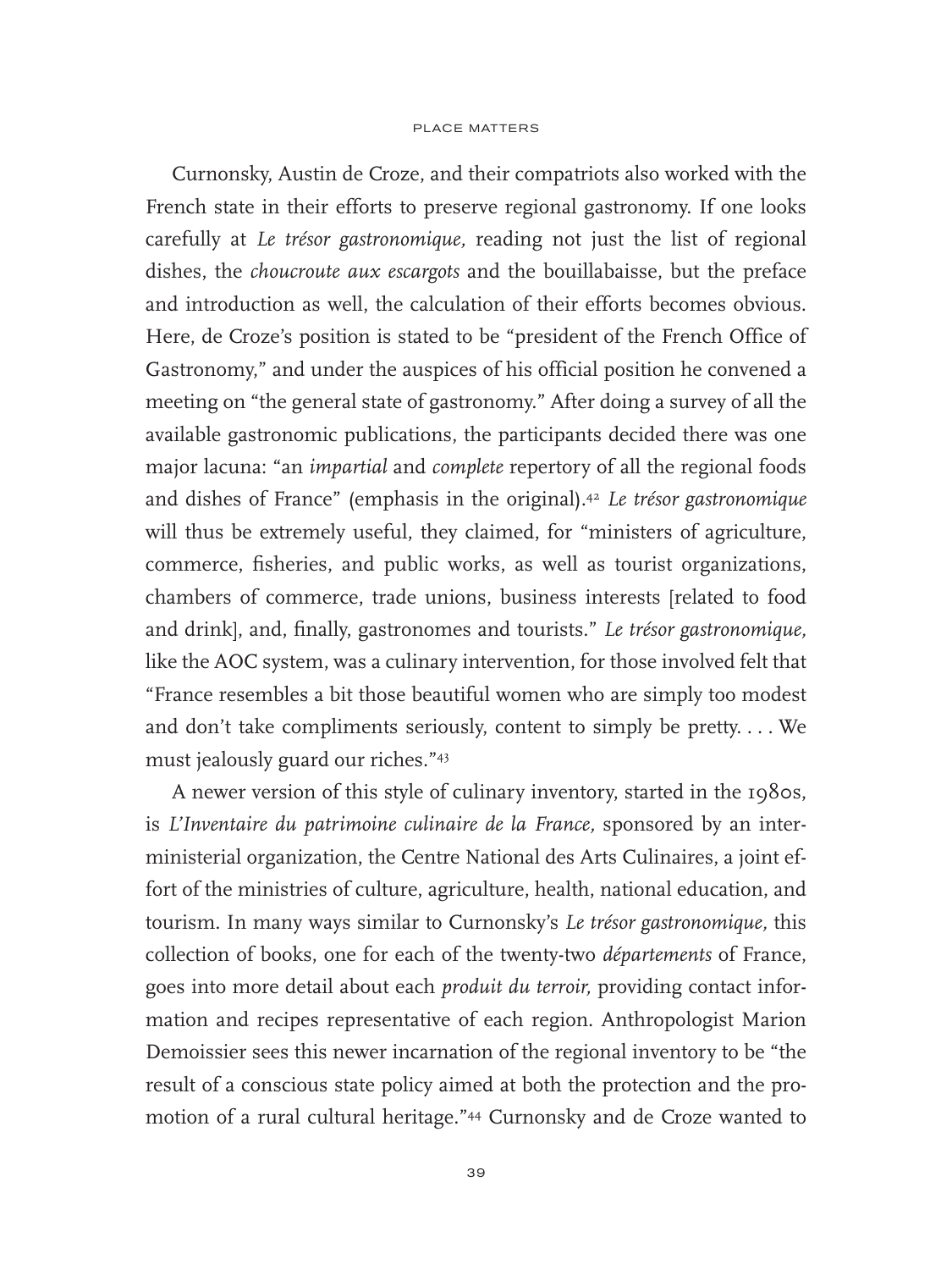Curnonsky, Austin de Croze, and their compatriots also worked with the French state in their efforts to preserve regional gastronomy. If one looks carefully at *Le trésor gastronomique,* reading not just the list of regional dishes, the *choucroute aux escargots* and the bouillabaisse, but the preface and introduction as well, the calculation of their efforts becomes obvious. Here, de Croze's position is stated to be "president of the French Office of Gastronomy," and under the auspices of his official position he convened a meeting on "the general state of gastronomy." After doing a survey of all the available gastronomic publications, the participants decided there was one major lacuna: "an *impartial* and *complete* repertory of all the regional foods and dishes of France" (emphasis in the original).[42] *Le trésor gastronomique* will thus be extremely useful, they claimed, for "ministers of agriculture, commerce, fisheries, and public works, as well as tourist organizations, chambers of commerce, trade unions, business interests [related to food and drink], and, finally, gastronomes and tourists." *Le trésor gastronomique,* like the AOC system, was a culinary intervention, for those involved felt that "France resembles a bit those beautiful women who are simply too modest and don't take compliments seriously, content to simply be pretty. . . . We must jealously guard our riches."[43]

A newer version of this style of culinary inventory, started in the 1980s, is *L'Inventaire du patrimoine culinaire de la France,* sponsored by an interministerial organization, the Centre National des Arts Culinaires, a joint effort of the ministries of culture, agriculture, health, national education, and tourism. In many ways similar to Curnonsky's *Le trésor gastronomique,* this collection of books, one for each of the twenty-two *départements* of France, goes into more detail about each *produit du terroir,* providing contact information and recipes representative of each region. Anthropologist Marion Demoissier sees this newer incarnation of the regional inventory to be "the result of a conscious state policy aimed at both the protection and the promotion of a rural cultural heritage."[44] Curnonsky and de Croze wanted to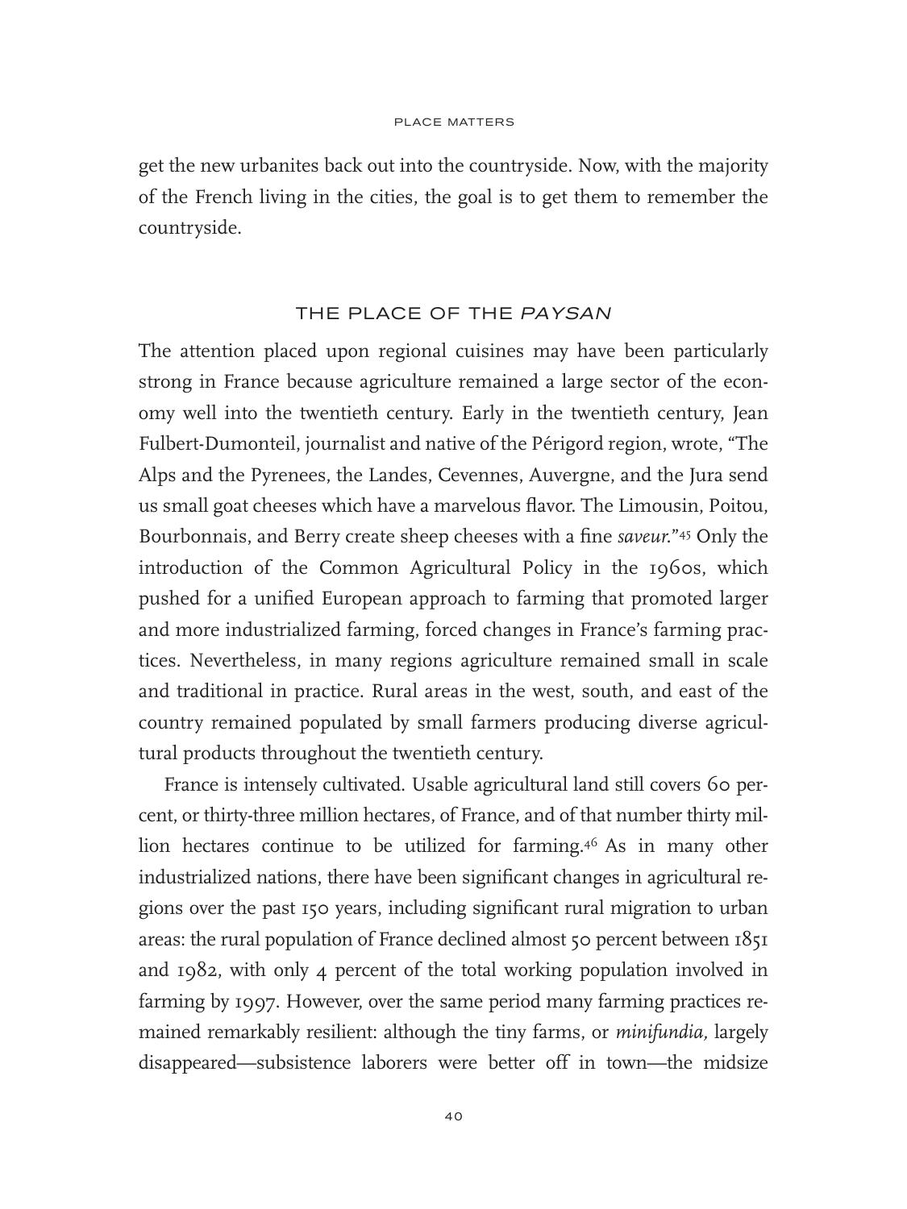get the new urbanites back out into the countryside. Now, with the majority of the French living in the cities, the goal is to get them to remember the countryside.

## THE PLACE OF THE *PAYSAN*

The attention placed upon regional cuisines may have been particularly strong in France because agriculture remained a large sector of the economy well into the twentieth century. Early in the twentieth century, Jean Fulbert-Dumonteil, journalist and native of the Périgord region, wrote, "The Alps and the Pyrenees, the Landes, Cevennes, Auvergne, and the Jura send us small goat cheeses which have a marvelous flavor. The Limousin, Poitou, Bourbonnais, and Berry create sheep cheeses with a fine *saveur*."[45] Only the introduction of the Common Agricultural Policy in the 1960s, which pushed for a unified European approach to farming that promoted larger and more industrialized farming, forced changes in France's farming practices. Nevertheless, in many regions agriculture remained small in scale and traditional in practice. Rural areas in the west, south, and east of the country remained populated by small farmers producing diverse agricultural products throughout the twentieth century.

France is intensely cultivated. Usable agricultural land still covers 60 percent, or thirty-three million hectares, of France, and of that number thirty million hectares continue to be utilized for farming.[46] As in many other industrialized nations, there have been significant changes in agricultural regions over the past 150 years, including significant rural migration to urban areas: the rural population of France declined almost 50 percent between 1851 and 1982, with only 4 percent of the total working population involved in farming by 1997. However, over the same period many farming practices remained remarkably resilient: although the tiny farms, or *minifundia,* largely disappeared—subsistence laborers were better off in town—the midsize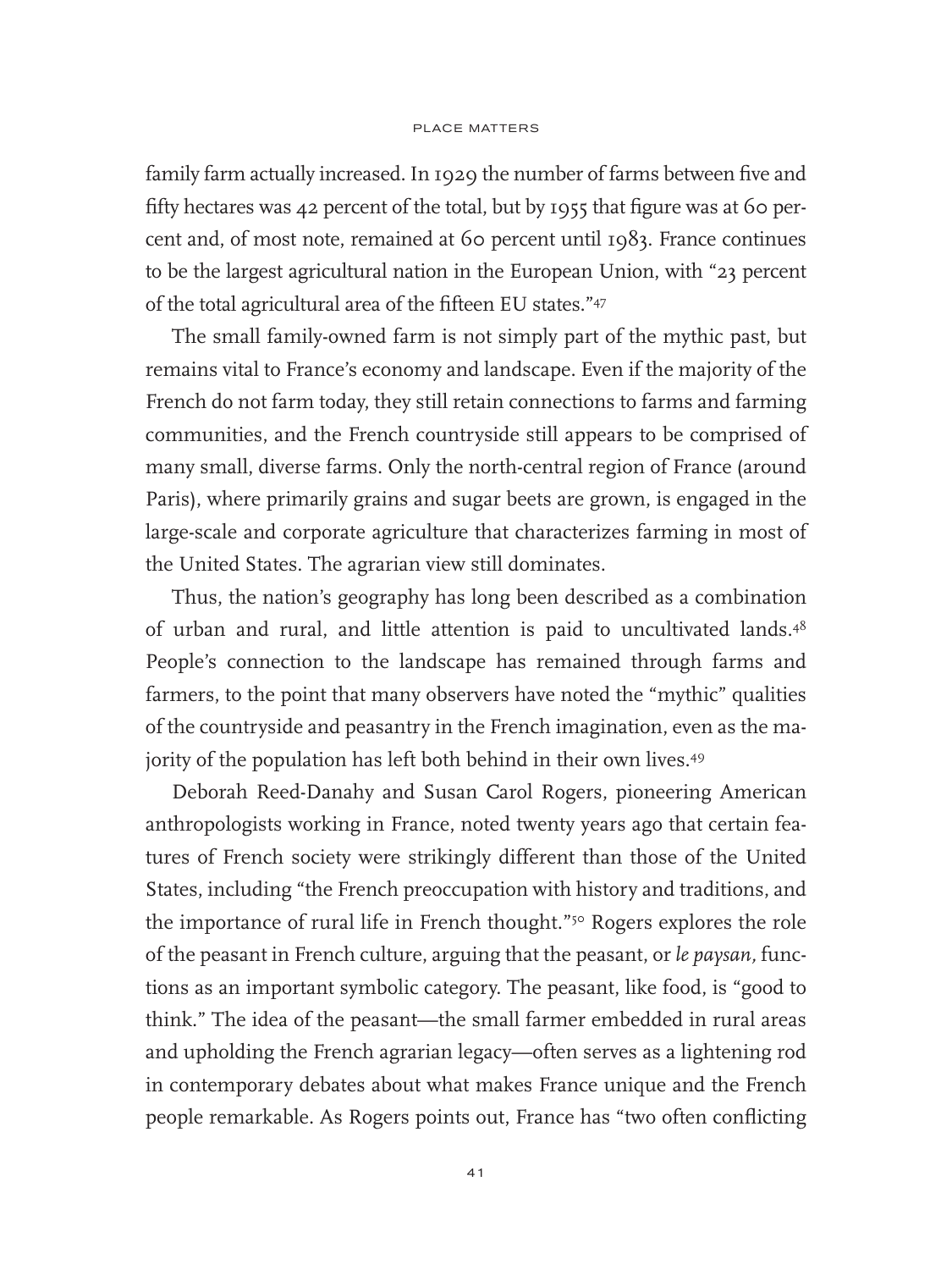family farm actually increased. In 1929 the number of farms between five and fifty hectares was 42 percent of the total, but by 1955 that figure was at 60 percent and, of most note, remained at 60 percent until 1983. France continues to be the largest agricultural nation in the European Union, with "23 percent of the total agricultural area of the fifteen EU states."[47]

The small family-owned farm is not simply part of the mythic past, but remains vital to France's economy and landscape. Even if the majority of the French do not farm today, they still retain connections to farms and farming communities, and the French countryside still appears to be comprised of many small, diverse farms. Only the north-central region of France (around Paris), where primarily grains and sugar beets are grown, is engaged in the large-scale and corporate agriculture that characterizes farming in most of the United States. The agrarian view still dominates.

Thus, the nation's geography has long been described as a combination of urban and rural, and little attention is paid to uncultivated lands.[48] People's connection to the landscape has remained through farms and farmers, to the point that many observers have noted the "mythic" qualities of the countryside and peasantry in the French imagination, even as the majority of the population has left both behind in their own lives.[49]

Deborah Reed-Danahy and Susan Carol Rogers, pioneering American anthropologists working in France, noted twenty years ago that certain features of French society were strikingly different than those of the United States, including "the French preoccupation with history and traditions, and the importance of rural life in French thought."[50] Rogers explores the role of the peasant in French culture, arguing that the peasant, or *le paysan,* functions as an important symbolic category. The peasant, like food, is "good to think." The idea of the peasant—the small farmer embedded in rural areas and upholding the French agrarian legacy—often serves as a lightening rod in contemporary debates about what makes France unique and the French people remarkable. As Rogers points out, France has "two often conflicting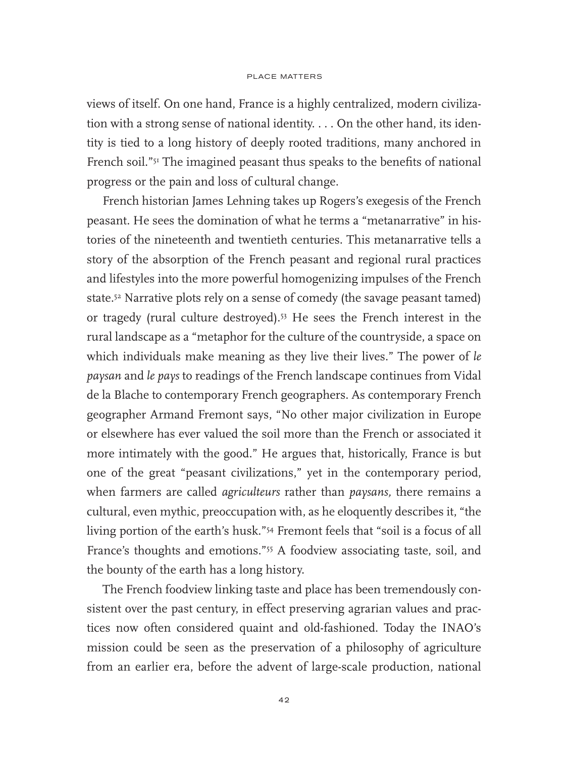views of itself. On one hand, France is a highly centralized, modern civilization with a strong sense of national identity. . . . On the other hand, its identity is tied to a long history of deeply rooted traditions, many anchored in French soil."[51] The imagined peasant thus speaks to the benefits of national progress or the pain and loss of cultural change.

French historian James Lehning takes up Rogers's exegesis of the French peasant. He sees the domination of what he terms a "metanarrative" in histories of the nineteenth and twentieth centuries. This metanarrative tells a story of the absorption of the French peasant and regional rural practices and lifestyles into the more powerful homogenizing impulses of the French state.[52] Narrative plots rely on a sense of comedy (the savage peasant tamed) or tragedy (rural culture destroyed).[53] He sees the French interest in the rural landscape as a "metaphor for the culture of the countryside, a space on which individuals make meaning as they live their lives." The power of *le paysan* and *le pays* to readings of the French landscape continues from Vidal de la Blache to contemporary French geographers. As contemporary French geographer Armand Fremont says, "No other major civilization in Europe or elsewhere has ever valued the soil more than the French or associated it more intimately with the good." He argues that, historically, France is but one of the great "peasant civilizations," yet in the contemporary period, when farmers are called *agriculteurs* rather than *paysans,* there remains a cultural, even mythic, preoccupation with, as he eloquently describes it, "the living portion of the earth's husk."[54] Fremont feels that "soil is a focus of all France's thoughts and emotions."[55] A foodview associating taste, soil, and the bounty of the earth has a long history.

The French foodview linking taste and place has been tremendously consistent over the past century, in effect preserving agrarian values and practices now often considered quaint and old-fashioned. Today the INAO's mission could be seen as the preservation of a philosophy of agriculture from an earlier era, before the advent of large-scale production, national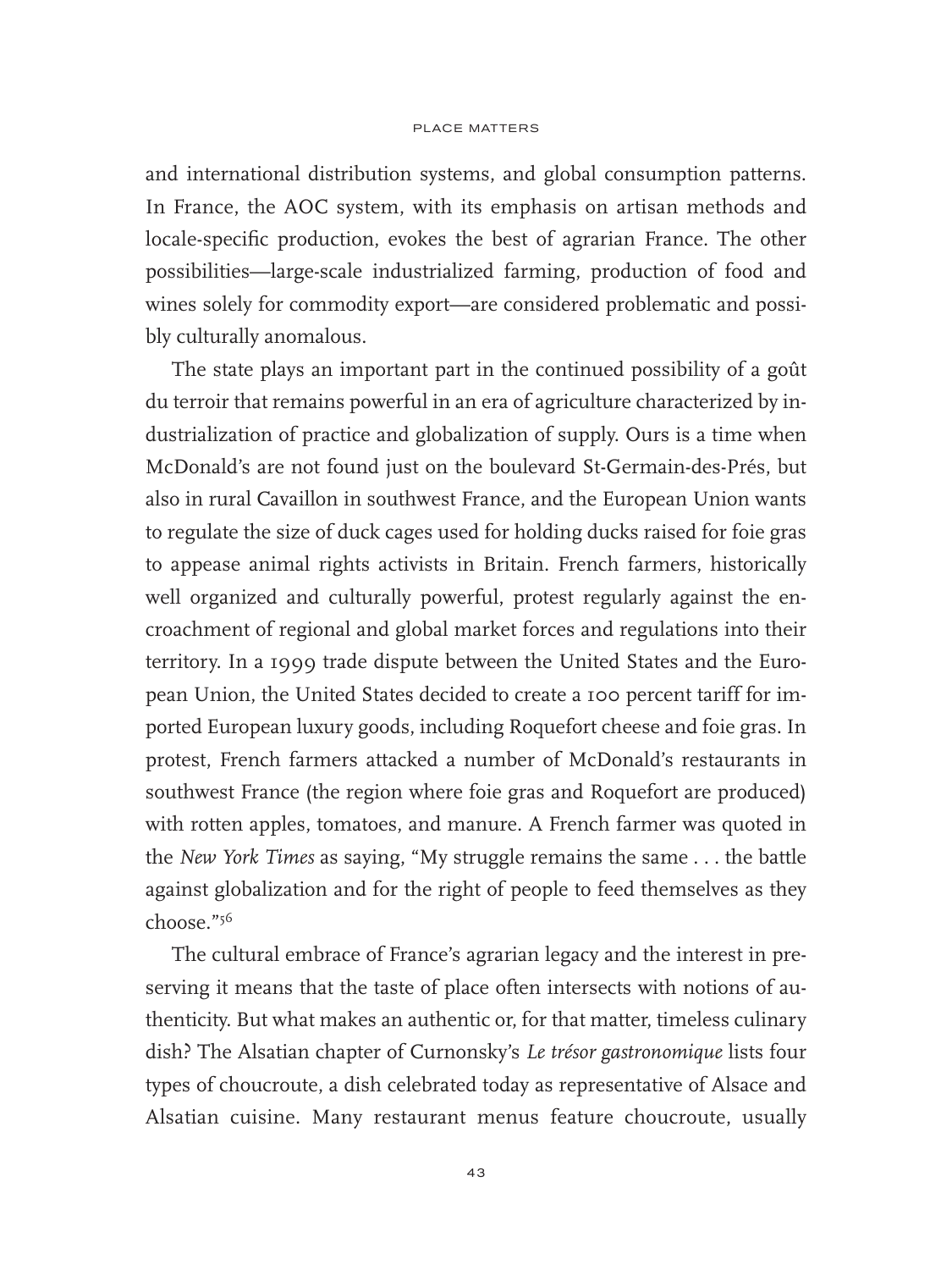and international distribution systems, and global consumption patterns. In France, the AOC system, with its emphasis on artisan methods and locale-specific production, evokes the best of agrarian France. The other possibilities—large-scale industrialized farming, production of food and wines solely for commodity export—are considered problematic and possibly culturally anomalous.

The state plays an important part in the continued possibility of a goût du terroir that remains powerful in an era of agriculture characterized by industrialization of practice and globalization of supply. Ours is a time when McDonald's are not found just on the boulevard St-Germain-des-Prés, but also in rural Cavaillon in southwest France, and the European Union wants to regulate the size of duck cages used for holding ducks raised for foie gras to appease animal rights activists in Britain. French farmers, historically well organized and culturally powerful, protest regularly against the encroachment of regional and global market forces and regulations into their territory. In a 1999 trade dispute between the United States and the European Union, the United States decided to create a 100 percent tariff for imported European luxury goods, including Roquefort cheese and foie gras. In protest, French farmers attacked a number of McDonald's restaurants in southwest France (the region where foie gras and Roquefort are produced) with rotten apples, tomatoes, and manure. A French farmer was quoted in the *New York Times* as saying, "My struggle remains the same . . . the battle against globalization and for the right of people to feed themselves as they choose."[56]

The cultural embrace of France's agrarian legacy and the interest in preserving it means that the taste of place often intersects with notions of authenticity. But what makes an authentic or, for that matter, timeless culinary dish? The Alsatian chapter of Curnonsky's *Le trésor gastronomique* lists four types of choucroute, a dish celebrated today as representative of Alsace and Alsatian cuisine. Many restaurant menus feature choucroute, usually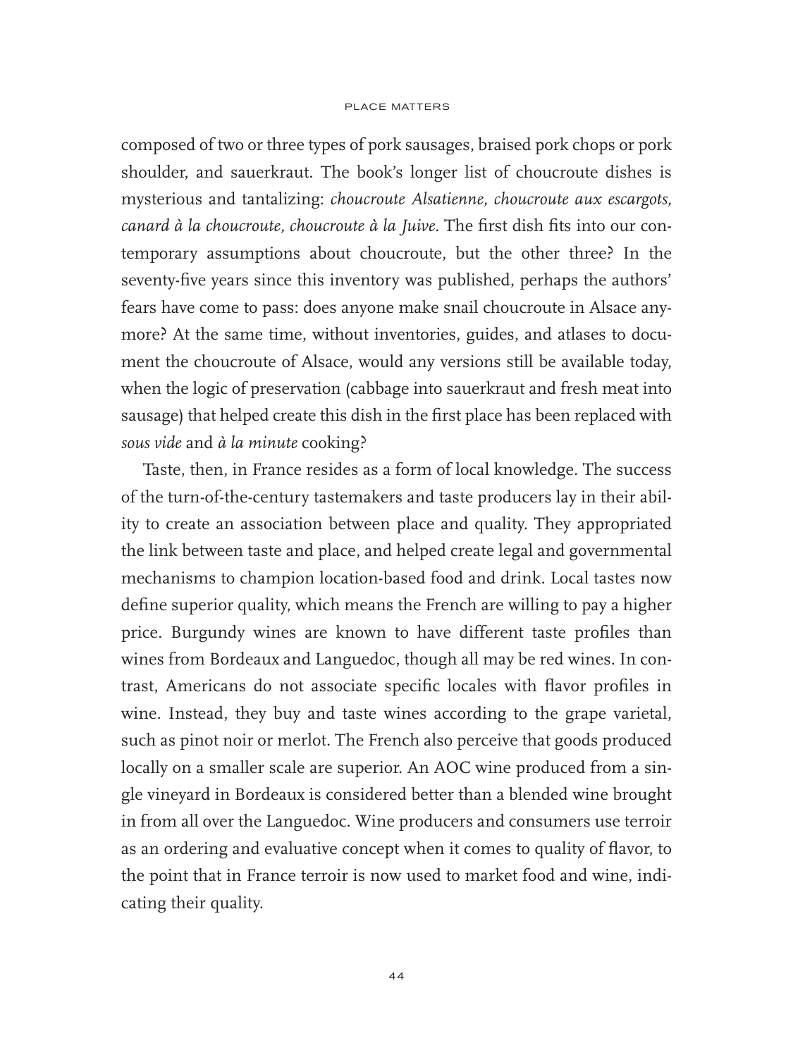composed of two or three types of pork sausages, braised pork chops or pork shoulder, and sauerkraut. The book's longer list of choucroute dishes is mysterious and tantalizing: *choucroute Alsatienne, choucroute aux escargots, canard à la choucroute, choucroute à la Juive*. The first dish fits into our contemporary assumptions about choucroute, but the other three? In the seventy-five years since this inventory was published, perhaps the authors' fears have come to pass: does anyone make snail choucroute in Alsace anymore? At the same time, without inventories, guides, and atlases to document the choucroute of Alsace, would any versions still be available today, when the logic of preservation (cabbage into sauerkraut and fresh meat into sausage) that helped create this dish in the first place has been replaced with *sous vide* and *à la minute* cooking?

Taste, then, in France resides as a form of local knowledge. The success of the turn-of-the-century tastemakers and taste producers lay in their ability to create an association between place and quality. They appropriated the link between taste and place, and helped create legal and governmental mechanisms to champion location-based food and drink. Local tastes now define superior quality, which means the French are willing to pay a higher price. Burgundy wines are known to have different taste profiles than wines from Bordeaux and Languedoc, though all may be red wines. In contrast, Americans do not associate specific locales with flavor profiles in wine. Instead, they buy and taste wines according to the grape varietal, such as pinot noir or merlot. The French also perceive that goods produced locally on a smaller scale are superior. An AOC wine produced from a single vineyard in Bordeaux is considered better than a blended wine brought in from all over the Languedoc. Wine producers and consumers use terroir as an ordering and evaluative concept when it comes to quality of flavor, to the point that in France terroir is now used to market food and wine, indicating their quality.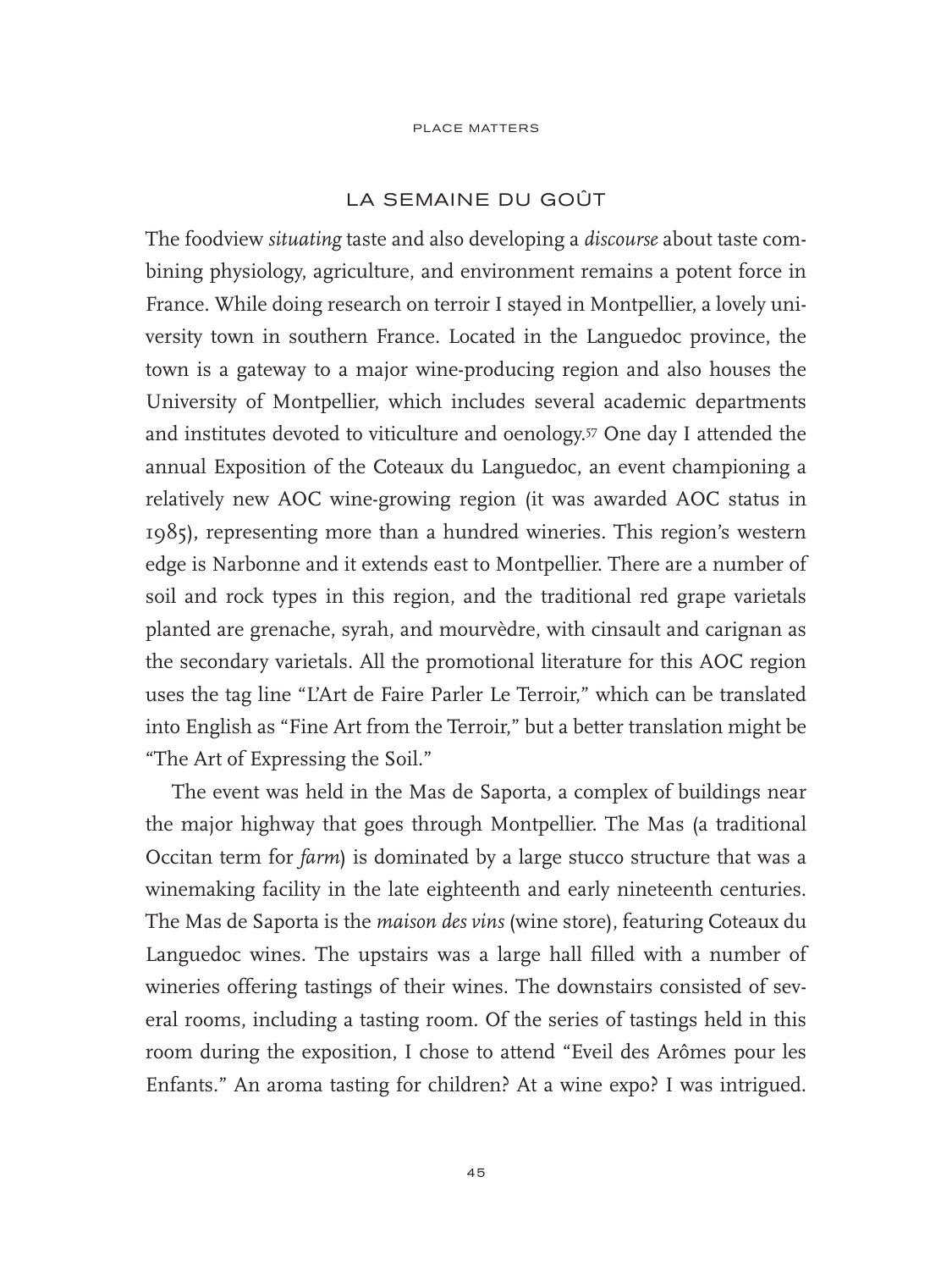## LA SEMAINE DU GOÛT

The foodview *situating* taste and also developing a *discourse* about taste combining physiology, agriculture, and environment remains a potent force in France. While doing research on terroir I stayed in Montpellier, a lovely university town in southern France. Located in the Languedoc province, the town is a gateway to a major wine-producing region and also houses the University of Montpellier, which includes several academic departments and institutes devoted to viticulture and oenology.[57] One day I attended the annual Exposition of the Coteaux du Languedoc, an event championing a relatively new AOC wine-growing region (it was awarded AOC status in 1985), representing more than a hundred wineries. This region's western edge is Narbonne and it extends east to Montpellier. There are a number of soil and rock types in this region, and the traditional red grape varietals planted are grenache, syrah, and mourvèdre, with cinsault and carignan as the secondary varietals. All the promotional literature for this AOC region uses the tag line "L'Art de Faire Parler Le Terroir," which can be translated into English as "Fine Art from the Terroir," but a better translation might be "The Art of Expressing the Soil."

The event was held in the Mas de Saporta, a complex of buildings near the major highway that goes through Montpellier. The Mas (a traditional Occitan term for *farm*) is dominated by a large stucco structure that was a winemaking facility in the late eighteenth and early nineteenth centuries. The Mas de Saporta is the *maison des vins* (wine store), featuring Coteaux du Languedoc wines. The upstairs was a large hall filled with a number of wineries offering tastings of their wines. The downstairs consisted of several rooms, including a tasting room. Of the series of tastings held in this room during the exposition, I chose to attend "Eveil des Arômes pour les Enfants." An aroma tasting for children? At a wine expo? I was intrigued.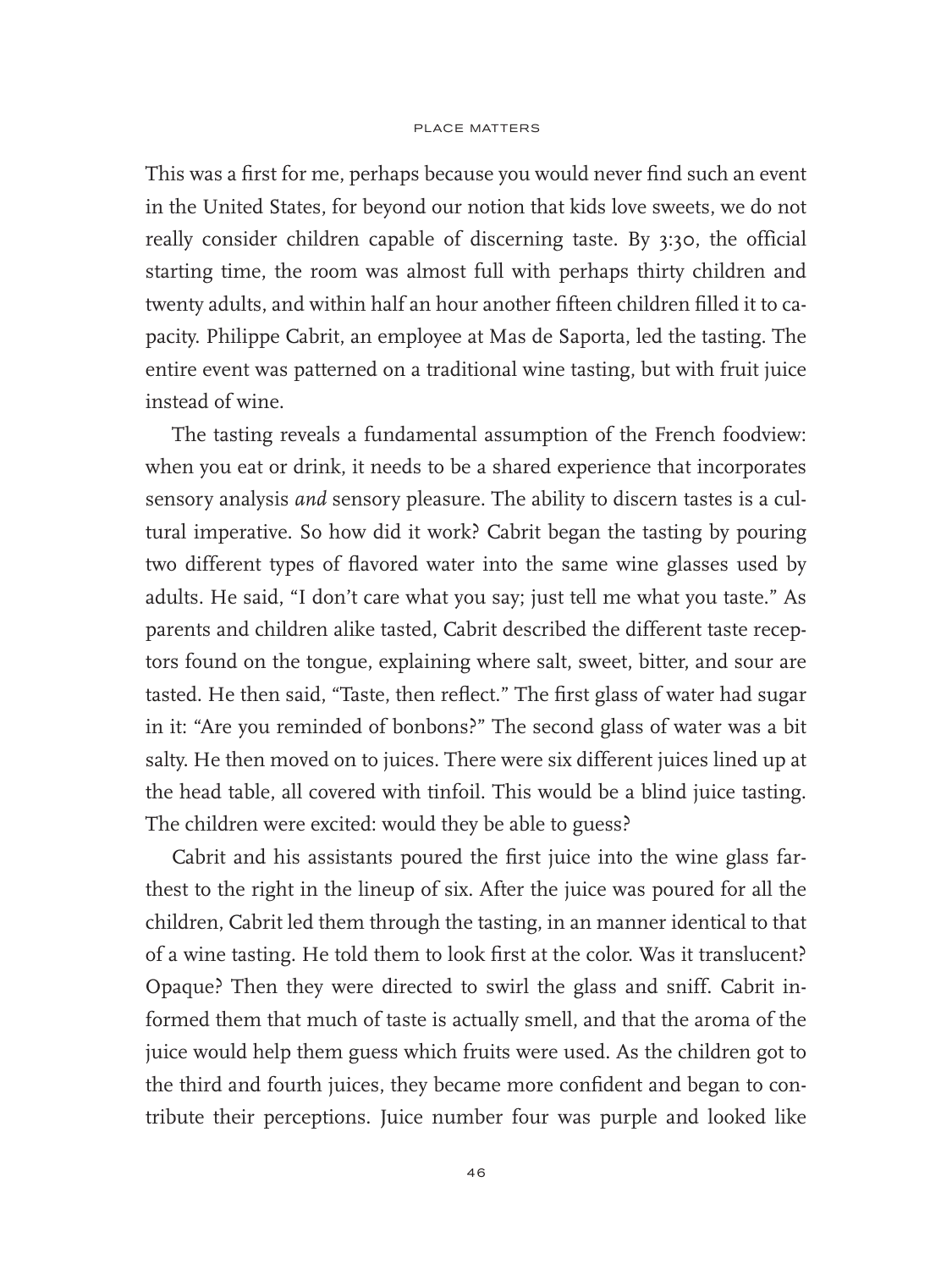This was a first for me, perhaps because you would never find such an event in the United States, for beyond our notion that kids love sweets, we do not really consider children capable of discerning taste. By 3:30, the official starting time, the room was almost full with perhaps thirty children and twenty adults, and within half an hour another fifteen children filled it to capacity. Philippe Cabrit, an employee at Mas de Saporta, led the tasting. The entire event was patterned on a traditional wine tasting, but with fruit juice instead of wine.

The tasting reveals a fundamental assumption of the French foodview: when you eat or drink, it needs to be a shared experience that incorporates sensory analysis *and* sensory pleasure. The ability to discern tastes is a cultural imperative. So how did it work? Cabrit began the tasting by pouring two different types of flavored water into the same wine glasses used by adults. He said, "I don't care what you say; just tell me what you taste." As parents and children alike tasted, Cabrit described the different taste receptors found on the tongue, explaining where salt, sweet, bitter, and sour are tasted. He then said, "Taste, then reflect." The first glass of water had sugar in it: "Are you reminded of bonbons?" The second glass of water was a bit salty. He then moved on to juices. There were six different juices lined up at the head table, all covered with tinfoil. This would be a blind juice tasting. The children were excited: would they be able to guess?

Cabrit and his assistants poured the first juice into the wine glass farthest to the right in the lineup of six. After the juice was poured for all the children, Cabrit led them through the tasting, in an manner identical to that of a wine tasting. He told them to look first at the color. Was it translucent? Opaque? Then they were directed to swirl the glass and sniff. Cabrit informed them that much of taste is actually smell, and that the aroma of the juice would help them guess which fruits were used. As the children got to the third and fourth juices, they became more confident and began to contribute their perceptions. Juice number four was purple and looked like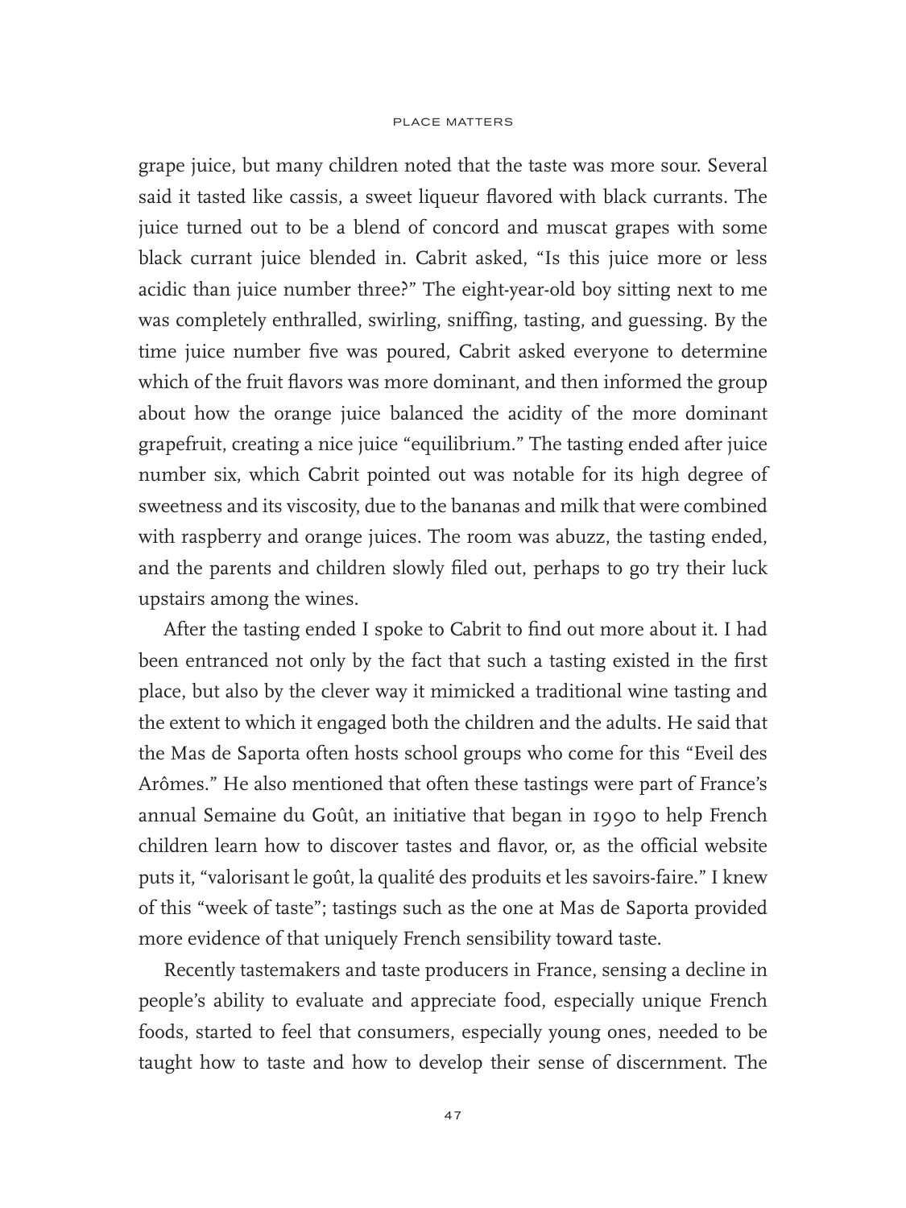grape juice, but many children noted that the taste was more sour. Several said it tasted like cassis, a sweet liqueur flavored with black currants. The juice turned out to be a blend of concord and muscat grapes with some black currant juice blended in. Cabrit asked, "Is this juice more or less acidic than juice number three?" The eight-year-old boy sitting next to me was completely enthralled, swirling, sniffing, tasting, and guessing. By the time juice number five was poured, Cabrit asked everyone to determine which of the fruit flavors was more dominant, and then informed the group about how the orange juice balanced the acidity of the more dominant grapefruit, creating a nice juice "equilibrium." The tasting ended after juice number six, which Cabrit pointed out was notable for its high degree of sweetness and its viscosity, due to the bananas and milk that were combined with raspberry and orange juices. The room was abuzz, the tasting ended, and the parents and children slowly filed out, perhaps to go try their luck upstairs among the wines.

After the tasting ended I spoke to Cabrit to find out more about it. I had been entranced not only by the fact that such a tasting existed in the first place, but also by the clever way it mimicked a traditional wine tasting and the extent to which it engaged both the children and the adults. He said that the Mas de Saporta often hosts school groups who come for this "Eveil des Arômes." He also mentioned that often these tastings were part of France's annual Semaine du Goût, an initiative that began in 1990 to help French children learn how to discover tastes and flavor, or, as the official website puts it, "valorisant le goût, la qualité des produits et les savoirs-faire." I knew of this "week of taste"; tastings such as the one at Mas de Saporta provided more evidence of that uniquely French sensibility toward taste.

Recently tastemakers and taste producers in France, sensing a decline in people's ability to evaluate and appreciate food, especially unique French foods, started to feel that consumers, especially young ones, needed to be taught how to taste and how to develop their sense of discernment. The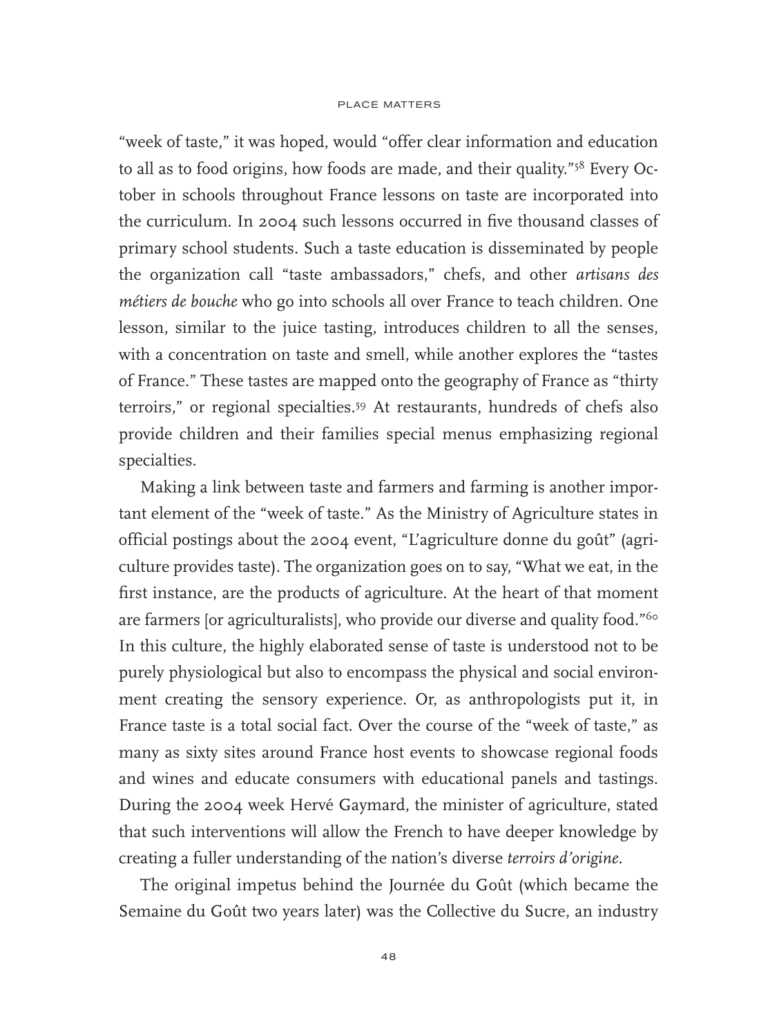"week of taste," it was hoped, would "offer clear information and education to all as to food origins, how foods are made, and their quality."[58] Every October in schools throughout France lessons on taste are incorporated into the curriculum. In 2004 such lessons occurred in five thousand classes of primary school students. Such a taste education is disseminated by people the organization call "taste ambassadors," chefs, and other *artisans des métiers de bouche* who go into schools all over France to teach children. One lesson, similar to the juice tasting, introduces children to all the senses, with a concentration on taste and smell, while another explores the "tastes of France." These tastes are mapped onto the geography of France as "thirty terroirs," or regional specialties.[59] At restaurants, hundreds of chefs also provide children and their families special menus emphasizing regional specialties.

Making a link between taste and farmers and farming is another important element of the "week of taste." As the Ministry of Agriculture states in official postings about the 2004 event, "L'agriculture donne du goût" (agriculture provides taste). The organization goes on to say, "What we eat, in the first instance, are the products of agriculture. At the heart of that moment are farmers [or agriculturalists], who provide our diverse and quality food."[60] In this culture, the highly elaborated sense of taste is understood not to be purely physiological but also to encompass the physical and social environment creating the sensory experience. Or, as anthropologists put it, in France taste is a total social fact. Over the course of the "week of taste," as many as sixty sites around France host events to showcase regional foods and wines and educate consumers with educational panels and tastings. During the 2004 week Hervé Gaymard, the minister of agriculture, stated that such interventions will allow the French to have deeper knowledge by creating a fuller understanding of the nation's diverse *terroirs d'origine*.

The original impetus behind the Journée du Goût (which became the Semaine du Goût two years later) was the Collective du Sucre, an industry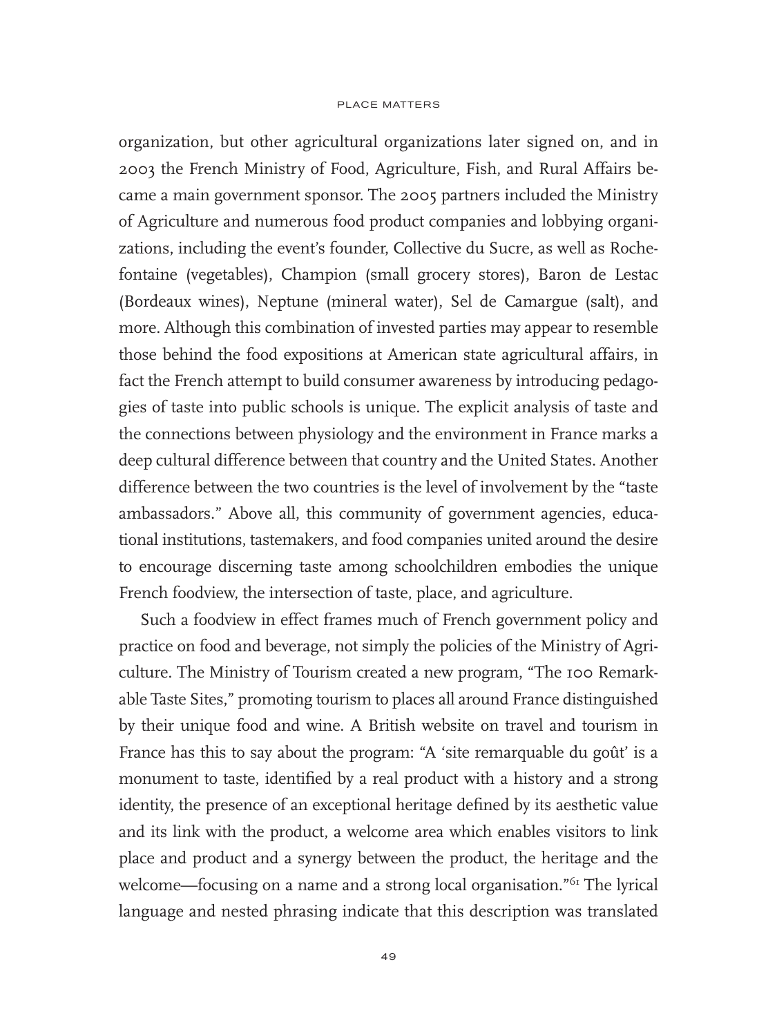organization, but other agricultural organizations later signed on, and in 2003 the French Ministry of Food, Agriculture, Fish, and Rural Affairs became a main government sponsor. The 2005 partners included the Ministry of Agriculture and numerous food product companies and lobbying organizations, including the event's founder, Collective du Sucre, as well as Rochefontaine (vegetables), Champion (small grocery stores), Baron de Lestac (Bordeaux wines), Neptune (mineral water), Sel de Camargue (salt), and more. Although this combination of invested parties may appear to resemble those behind the food expositions at American state agricultural affairs, in fact the French attempt to build consumer awareness by introducing pedagogies of taste into public schools is unique. The explicit analysis of taste and the connections between physiology and the environment in France marks a deep cultural difference between that country and the United States. Another difference between the two countries is the level of involvement by the "taste ambassadors." Above all, this community of government agencies, educational institutions, tastemakers, and food companies united around the desire to encourage discerning taste among schoolchildren embodies the unique French foodview, the intersection of taste, place, and agriculture.

Such a foodview in effect frames much of French government policy and practice on food and beverage, not simply the policies of the Ministry of Agriculture. The Ministry of Tourism created a new program, "The 100 Remarkable Taste Sites," promoting tourism to places all around France distinguished by their unique food and wine. A British website on travel and tourism in France has this to say about the program: "A 'site remarquable du goût' is a monument to taste, identified by a real product with a history and a strong identity, the presence of an exceptional heritage defined by its aesthetic value and its link with the product, a welcome area which enables visitors to link place and product and a synergy between the product, the heritage and the welcome—focusing on a name and a strong local organisation."[61] The lyrical language and nested phrasing indicate that this description was translated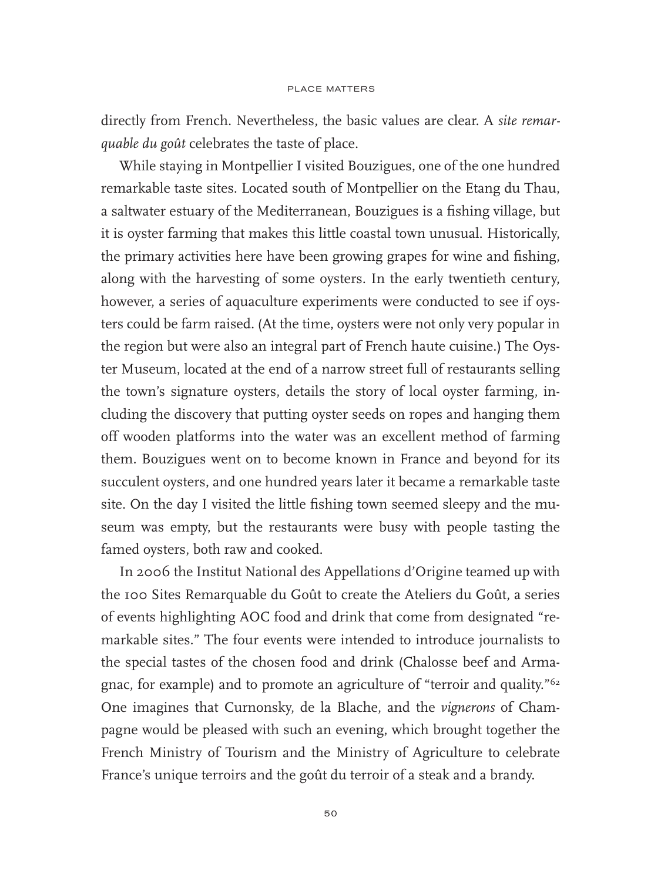directly from French. Nevertheless, the basic values are clear. A *site remarquable du goût* celebrates the taste of place.

While staying in Montpellier I visited Bouzigues, one of the one hundred remarkable taste sites. Located south of Montpellier on the Etang du Thau, a saltwater estuary of the Mediterranean, Bouzigues is a fishing village, but it is oyster farming that makes this little coastal town unusual. Historically, the primary activities here have been growing grapes for wine and fishing, along with the harvesting of some oysters. In the early twentieth century, however, a series of aquaculture experiments were conducted to see if oysters could be farm raised. (At the time, oysters were not only very popular in the region but were also an integral part of French haute cuisine.) The Oyster Museum, located at the end of a narrow street full of restaurants selling the town's signature oysters, details the story of local oyster farming, including the discovery that putting oyster seeds on ropes and hanging them off wooden platforms into the water was an excellent method of farming them. Bouzigues went on to become known in France and beyond for its succulent oysters, and one hundred years later it became a remarkable taste site. On the day I visited the little fishing town seemed sleepy and the museum was empty, but the restaurants were busy with people tasting the famed oysters, both raw and cooked.

In 2006 the Institut National des Appellations d'Origine teamed up with the 100 Sites Remarquable du Goût to create the Ateliers du Goût, a series of events highlighting AOC food and drink that come from designated "remarkable sites." The four events were intended to introduce journalists to the special tastes of the chosen food and drink (Chalosse beef and Armagnac, for example) and to promote an agriculture of "terroir and quality."[62] One imagines that Curnonsky, de la Blache, and the *vignerons* of Champagne would be pleased with such an evening, which brought together the French Ministry of Tourism and the Ministry of Agriculture to celebrate France's unique terroirs and the goût du terroir of a steak and a brandy.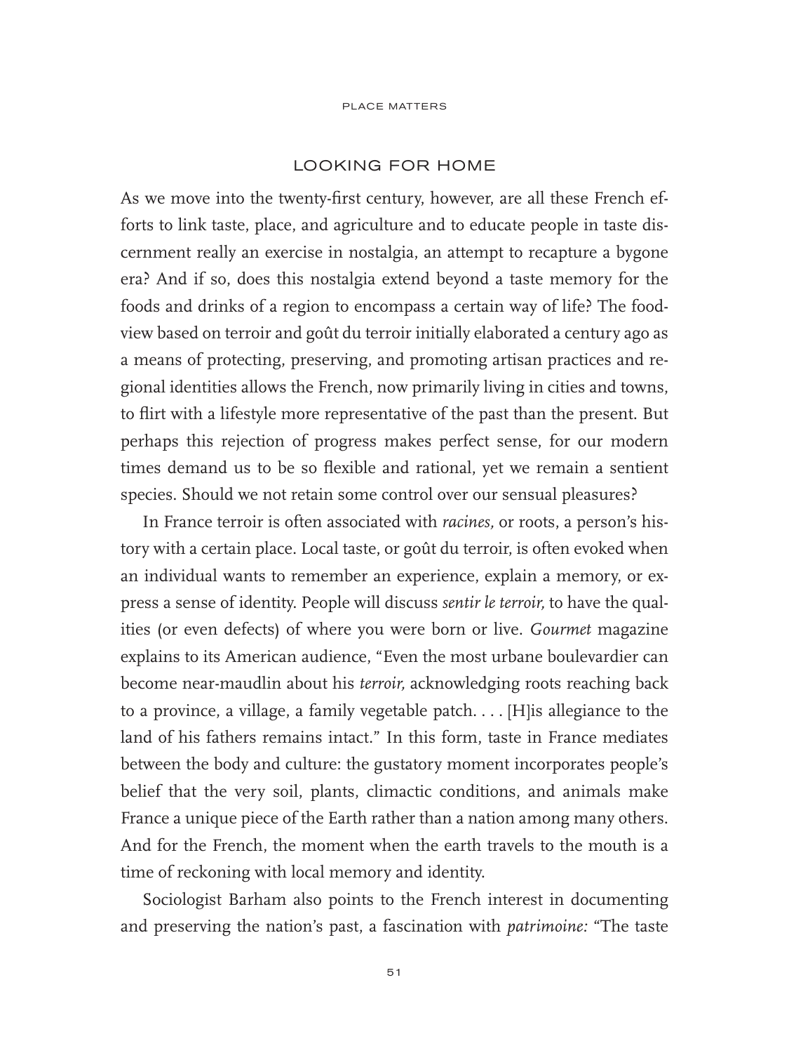## LOOKING FOR HOME

As we move into the twenty-first century, however, are all these French efforts to link taste, place, and agriculture and to educate people in taste discernment really an exercise in nostalgia, an attempt to recapture a bygone era? And if so, does this nostalgia extend beyond a taste memory for the foods and drinks of a region to encompass a certain way of life? The foodview based on terroir and goût du terroir initially elaborated a century ago as a means of protecting, preserving, and promoting artisan practices and regional identities allows the French, now primarily living in cities and towns, to flirt with a lifestyle more representative of the past than the present. But perhaps this rejection of progress makes perfect sense, for our modern times demand us to be so flexible and rational, yet we remain a sentient species. Should we not retain some control over our sensual pleasures?

In France terroir is often associated with *racines,* or roots, a person's history with a certain place. Local taste, or goût du terroir, is often evoked when an individual wants to remember an experience, explain a memory, or express a sense of identity. People will discuss *sentir le terroir,* to have the qualities (or even defects) of where you were born or live. *Gourmet* magazine explains to its American audience, "Even the most urbane boulevardier can become near-maudlin about his *terroir,* acknowledging roots reaching back to a province, a village, a family vegetable patch. . . . [H]is allegiance to the land of his fathers remains intact." In this form, taste in France mediates between the body and culture: the gustatory moment incorporates people's belief that the very soil, plants, climactic conditions, and animals make France a unique piece of the Earth rather than a nation among many others. And for the French, the moment when the earth travels to the mouth is a time of reckoning with local memory and identity.

Sociologist Barham also points to the French interest in documenting and preserving the nation's past, a fascination with *patrimoine:* "The taste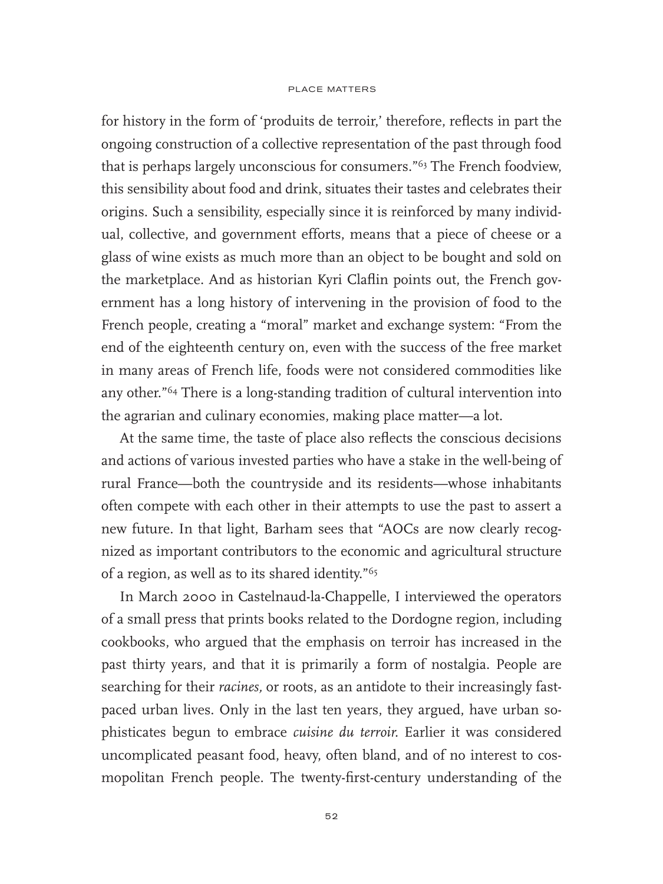for history in the form of 'produits de terroir,' therefore, reflects in part the ongoing construction of a collective representation of the past through food that is perhaps largely unconscious for consumers."[63] The French foodview, this sensibility about food and drink, situates their tastes and celebrates their origins. Such a sensibility, especially since it is reinforced by many individual, collective, and government efforts, means that a piece of cheese or a glass of wine exists as much more than an object to be bought and sold on the marketplace. And as historian Kyri Claflin points out, the French government has a long history of intervening in the provision of food to the French people, creating a "moral" market and exchange system: "From the end of the eighteenth century on, even with the success of the free market in many areas of French life, foods were not considered commodities like any other."[64] There is a long-standing tradition of cultural intervention into the agrarian and culinary economies, making place matter—a lot.

At the same time, the taste of place also reflects the conscious decisions and actions of various invested parties who have a stake in the well-being of rural France—both the countryside and its residents—whose inhabitants often compete with each other in their attempts to use the past to assert a new future. In that light, Barham sees that "AOCs are now clearly recognized as important contributors to the economic and agricultural structure of a region, as well as to its shared identity."[65]

In March 2000 in Castelnaud-la-Chappelle, I interviewed the operators of a small press that prints books related to the Dordogne region, including cookbooks, who argued that the emphasis on terroir has increased in the past thirty years, and that it is primarily a form of nostalgia. People are searching for their *racines,* or roots, as an antidote to their increasingly fast-paced urban lives. Only in the last ten years, they argued, have urban sophisticates begun to embrace *cuisine du terroir*. Earlier it was considered uncomplicated peasant food, heavy, often bland, and of no interest to cosmopolitan French people. The twenty-first-century understanding of the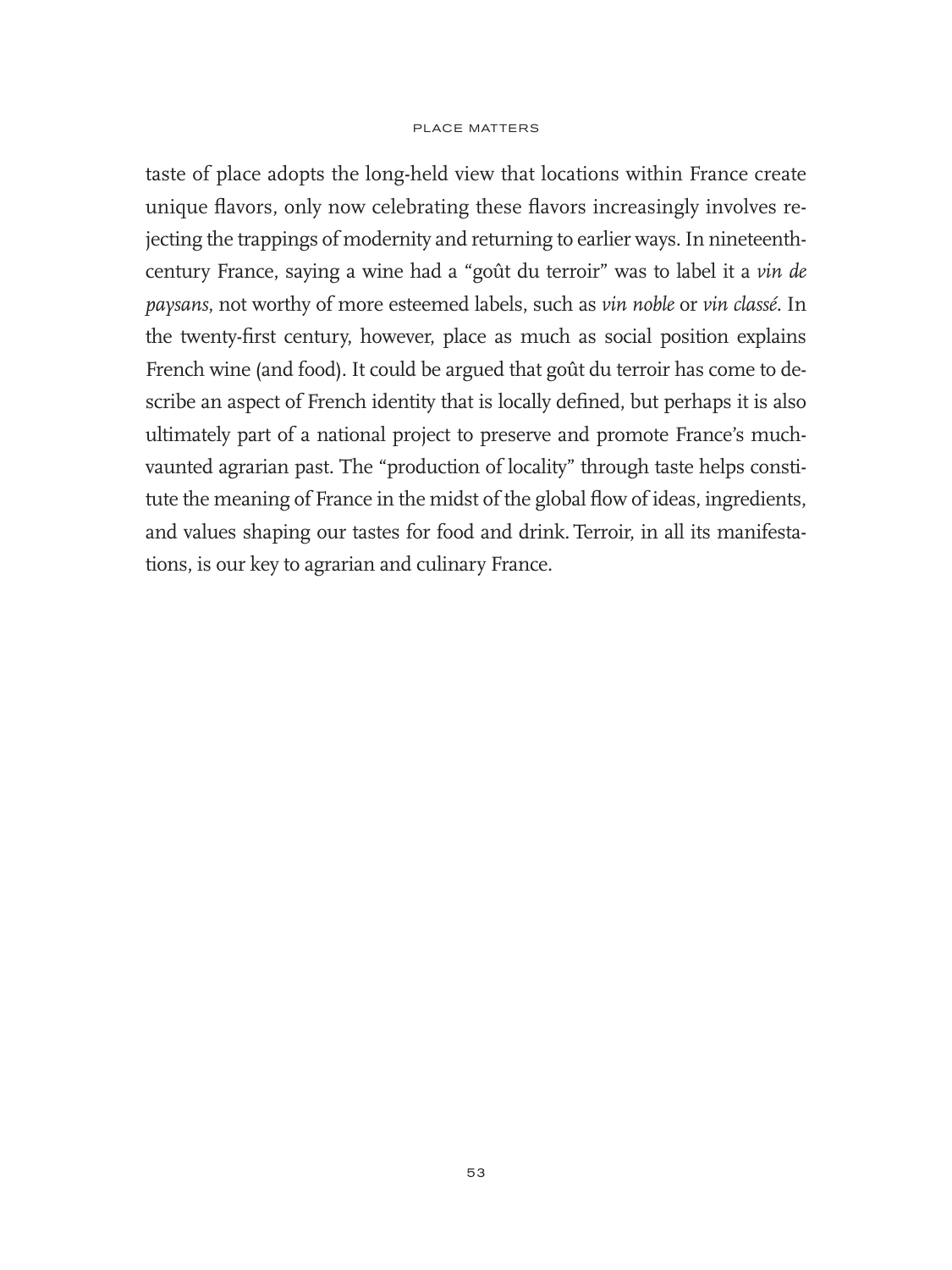taste of place adopts the long-held view that locations within France create unique flavors, only now celebrating these flavors increasingly involves rejecting the trappings of modernity and returning to earlier ways. In nineteenth-century France, saying a wine had a "goût du terroir" was to label it a *vin de paysans*, not worthy of more esteemed labels, such as *vin noble* or *vin classé*. In the twenty-first century, however, place as much as social position explains French wine (and food). It could be argued that goût du terroir has come to describe an aspect of French identity that is locally defined, but perhaps it is also ultimately part of a national project to preserve and promote France's much-vaunted agrarian past. The "production of locality" through taste helps constitute the meaning of France in the midst of the global flow of ideas, ingredients, and values shaping our tastes for food and drink. Terroir, in all its manifestations, is our key to agrarian and culinary France.